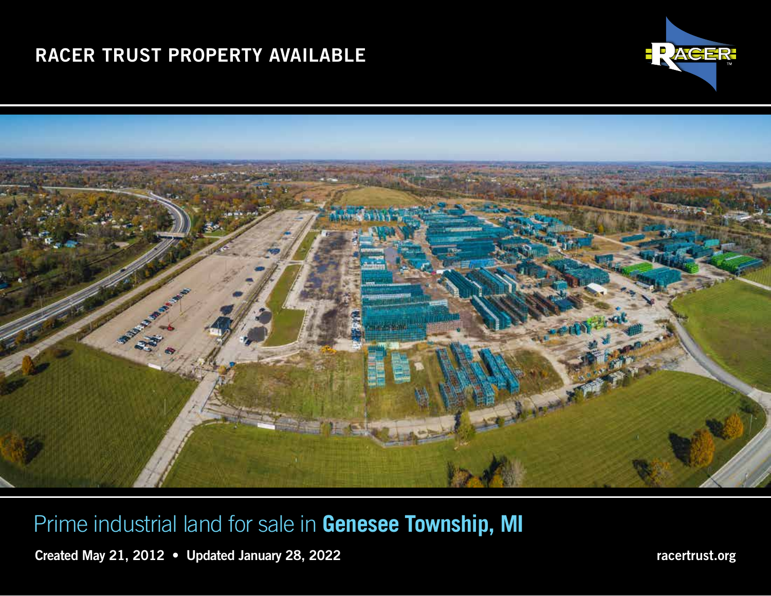# RACER TRUST PROPERTY AVAILABLE

## Prime industrial land for sale in **Genesee Township, MI**

**Created May 21, 2012 • Updated January 28, 2022**

**racertrust.org**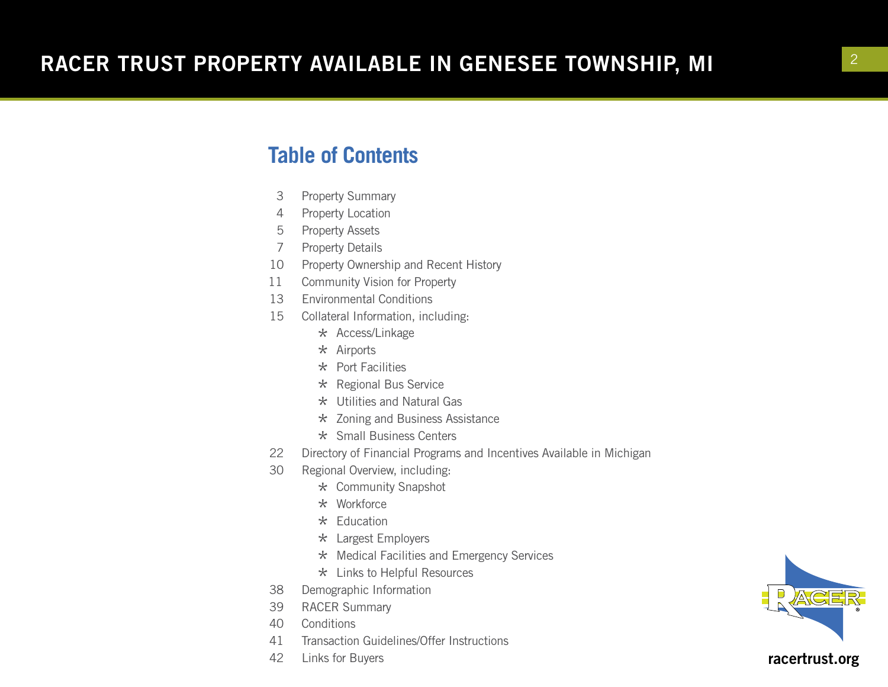## Table of Contents

| | |
|---|---|
| 3 | Property Summary |
| 4 | Property Location |
| 5 | Property Assets |
| 7 | Property Details |
| 10 | Property Ownership and Recent History |
| 11 | Community Vision for Property |
| 13 | Environmental Conditions |
| 15 | Collateral Information, including: |
| | * Access/Linkage |
| | * Airports |
| | * Port Facilities |
| | * Regional Bus Service |
| | * Utilities and Natural Gas |
| | * Zoning and Business Assistance |
| | * Small Business Centers |
| 22 | Directory of Financial Programs and Incentives Available in Michigan |
| 30 | Regional Overview, including: |
| | * Community Snapshot |
| | * Workforce |
| | * Education |
| | * Largest Employers |
| | * Medical Facilities and Emergency Services |
| | * Links to Helpful Resources |
| 38 | Demographic Information |
| 39 | RACER Summary |
| 40 | Conditions |
| 41 | Transaction Guidelines/Offer Instructions |
| 42 | Links for Buyers |

racertrust.org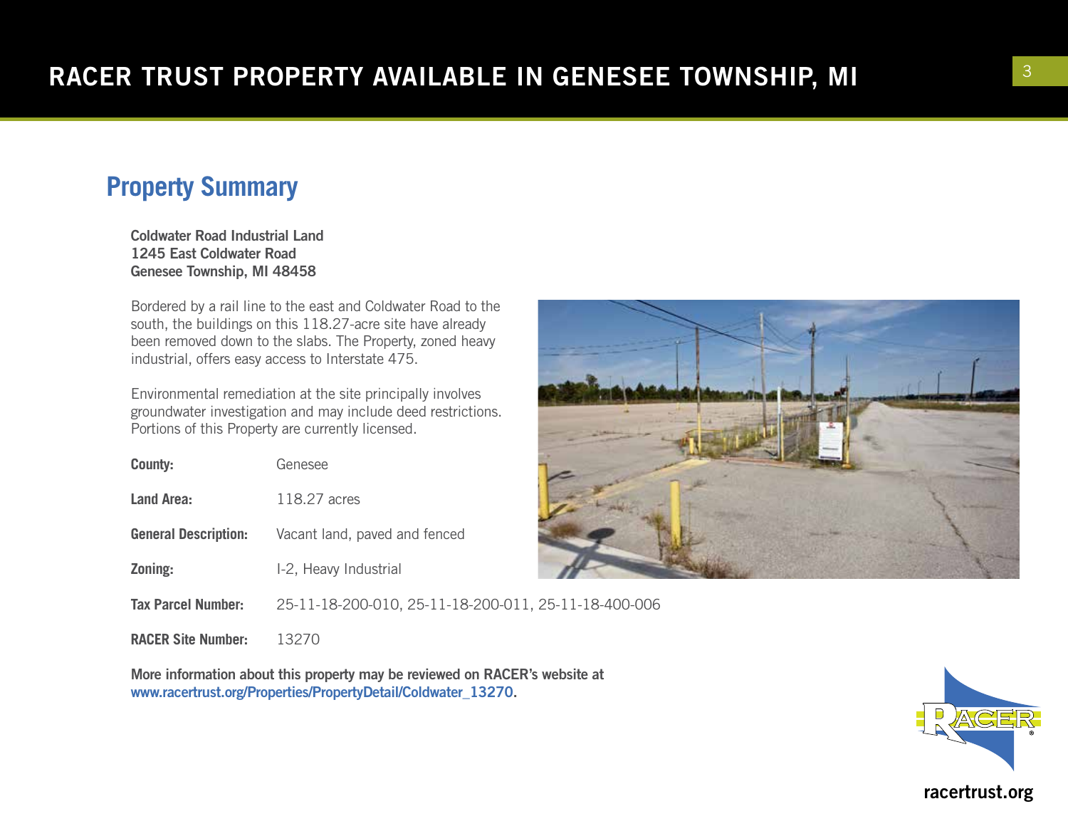# RACER TRUST PROPERTY AVAILABLE IN GENESEE TOWNSHIP, MI

## Property Summary

**Coldwater Road Industrial Land**
**1245 East Coldwater Road**
**Genesee Township, MI 48458**

Bordered by a rail line to the east and Coldwater Road to the south, the buildings on this 118.27-acre site have already been removed down to the slabs. The Property, zoned heavy industrial, offers easy access to Interstate 475.

Environmental remediation at the site principally involves groundwater investigation and may include deed restrictions. Portions of this Property are currently licensed.

| | |
|---|---|
| **County:** | Genesee |
| **Land Area:** | 118.27 acres |
| **General Description:** | Vacant land, paved and fenced |
| **Zoning:** | I-2, Heavy Industrial |
| **Tax Parcel Number:** | 25-11-18-200-010, 25-11-18-200-011, 25-11-18-400-006 |
| **RACER Site Number:** | 13270 |

**More information about this property may be reviewed on RACER's website at www.racertrust.org/Properties/PropertyDetail/Coldwater_13270.**

racertrust.org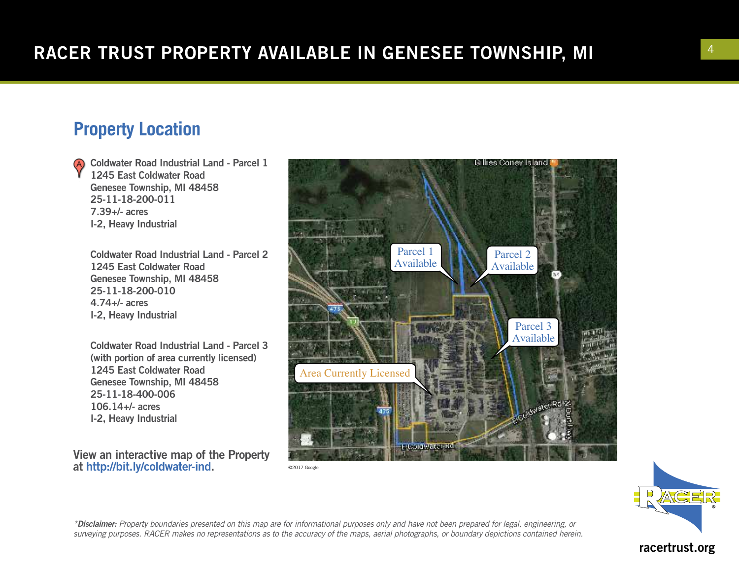# RACER TRUST PROPERTY AVAILABLE IN GENESEE TOWNSHIP, MI

## Property Location

**Coldwater Road Industrial Land - Parcel 1**
1245 East Coldwater Road
Genesee Township, MI 48458
25-11-18-200-011
7.39+/- acres
I-2, Heavy Industrial

**Coldwater Road Industrial Land - Parcel 2**
1245 East Coldwater Road
Genesee Township, MI 48458
25-11-18-200-010
4.74+/- acres
I-2, Heavy Industrial

**Coldwater Road Industrial Land - Parcel 3**
(with portion of area currently licensed)
1245 East Coldwater Road
Genesee Township, MI 48458
25-11-18-400-006
106.14+/- acres
I-2, Heavy Industrial

View an interactive map of the Property at http://bit.ly/coldwater-ind.

Parcel 1 Available

Parcel 2 Available

Parcel 3 Available

Area Currently Licensed

©2017 Google

**racertrust.org**

*Disclaimer:* *Property boundaries presented on this map are for informational purposes only and have not been prepared for legal, engineering, or surveying purposes. RACER makes no representations as to the accuracy of the maps, aerial photographs, or boundary depictions contained herein.*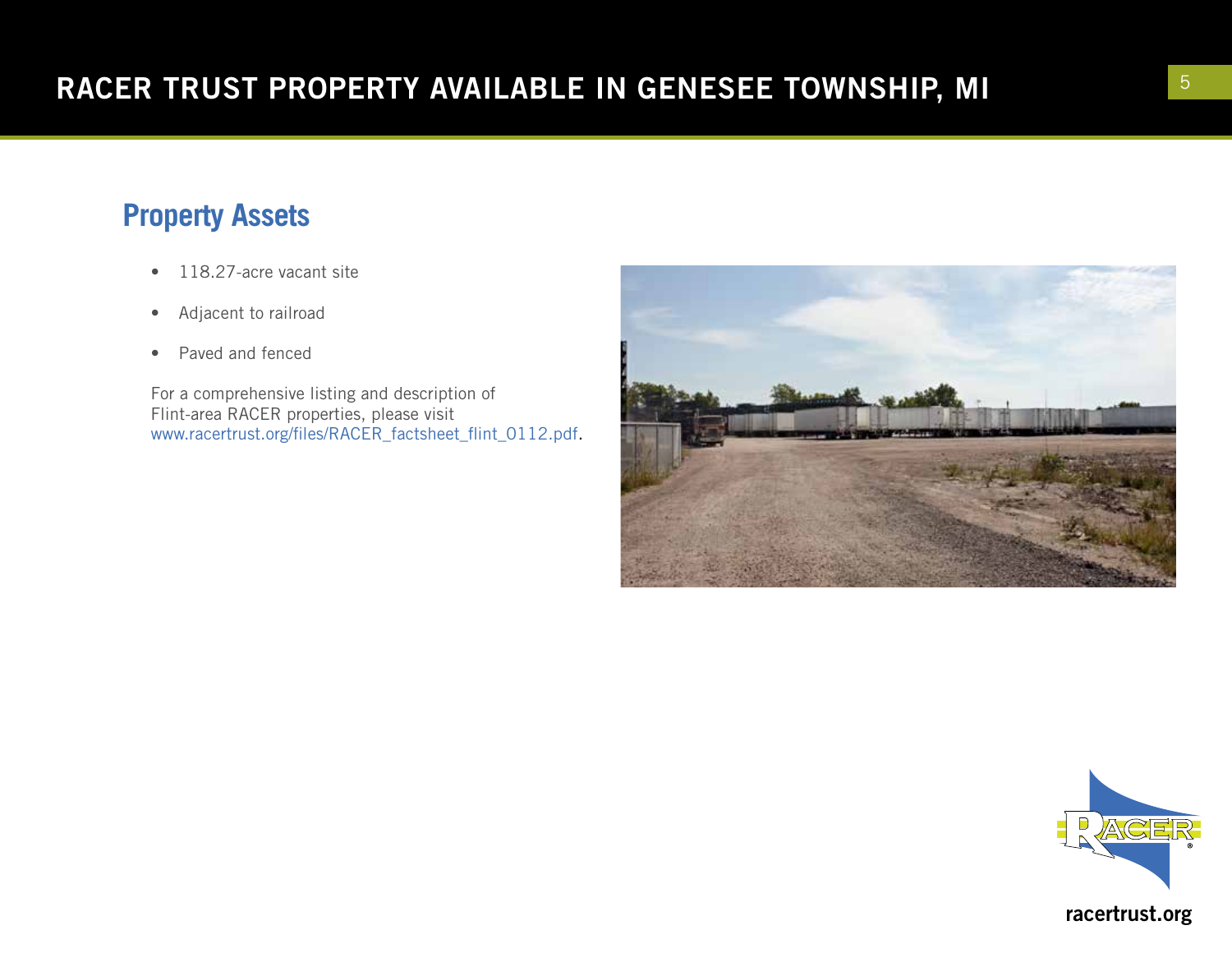# RACER TRUST PROPERTY AVAILABLE IN GENESEE TOWNSHIP, MI

## Property Assets

- 118.27-acre vacant site
- Adjacent to railroad
- Paved and fenced

For a comprehensive listing and description of Flint-area RACER properties, please visit www.racertrust.org/files/RACER_factsheet_flint_0112.pdf.

racertrust.org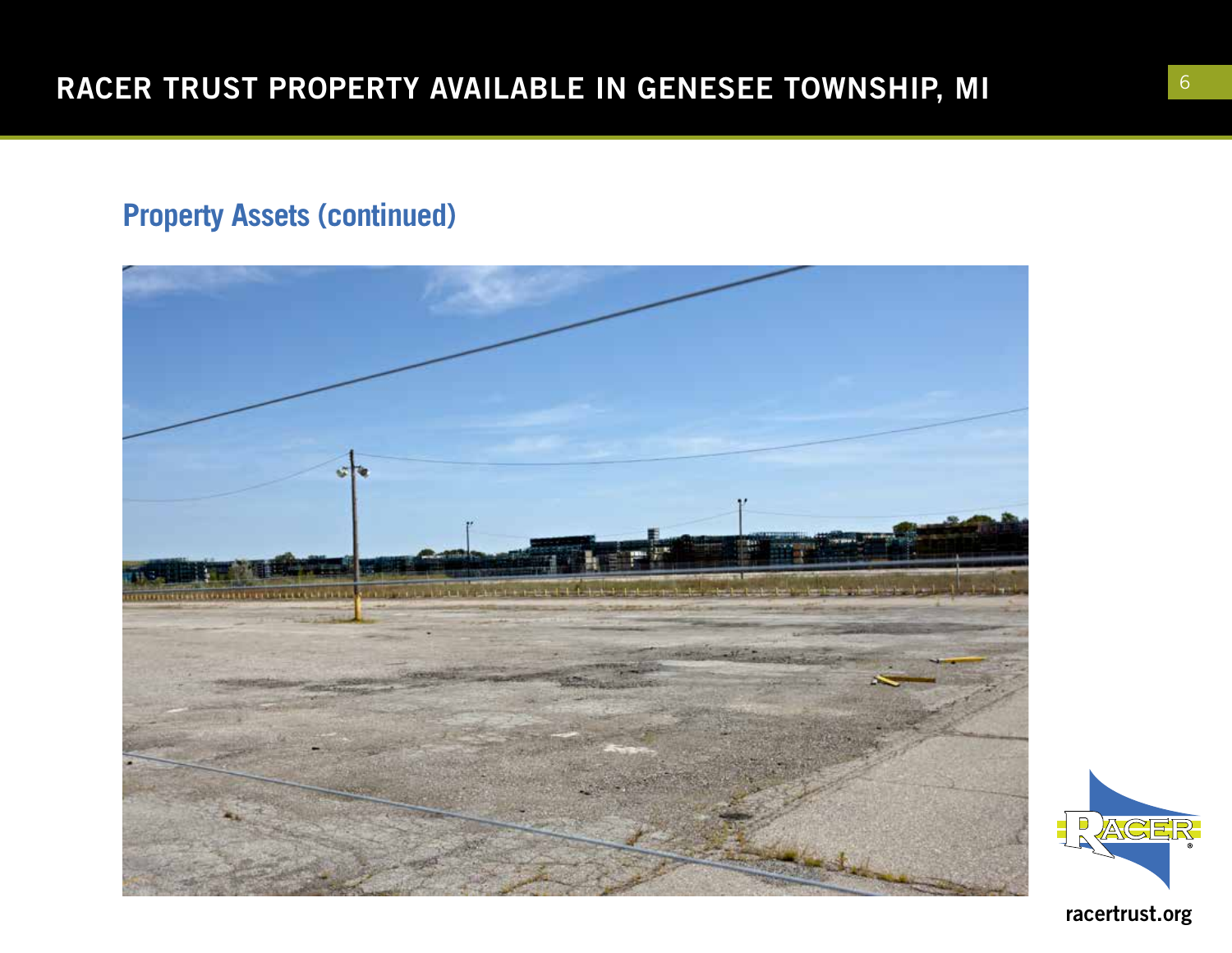## Property Assets (continued)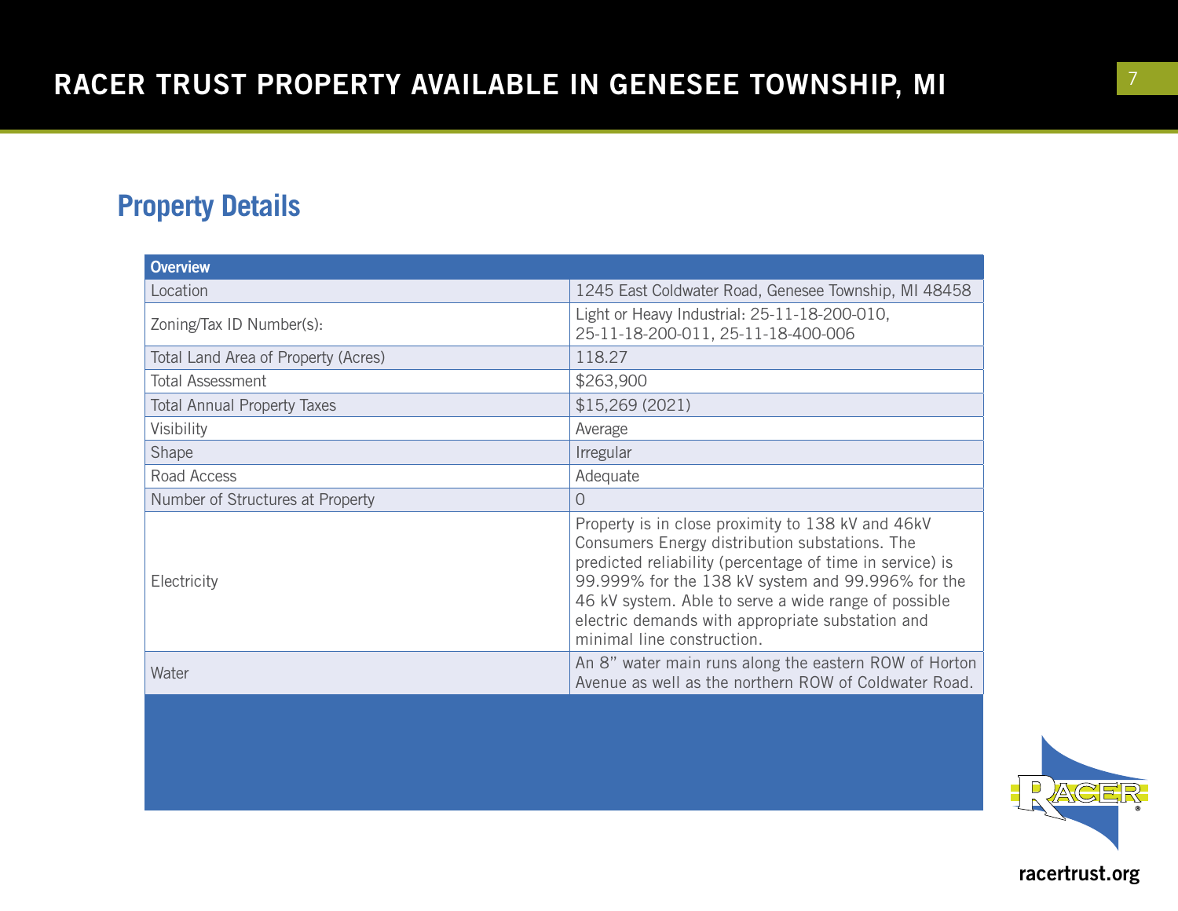## Property Details

| Overview | |
|---|---|
| Location | 1245 East Coldwater Road, Genesee Township, MI 48458 |
| Zoning/Tax ID Number(s): | Light or Heavy Industrial: 25-11-18-200-010, 25-11-18-200-011, 25-11-18-400-006 |
| Total Land Area of Property (Acres) | 118.27 |
| Total Assessment | $263,900 |
| Total Annual Property Taxes | $15,269 (2021) |
| Visibility | Average |
| Shape | Irregular |
| Road Access | Adequate |
| Number of Structures at Property | 0 |
| Electricity | Property is in close proximity to 138 kV and 46kV Consumers Energy distribution substations. The predicted reliability (percentage of time in service) is 99.999% for the 138 kV system and 99.996% for the 46 kV system. Able to serve a wide range of possible electric demands with appropriate substation and minimal line construction. |
| Water | An 8" water main runs along the eastern ROW of Horton Avenue as well as the northern ROW of Coldwater Road. |

racertrust.org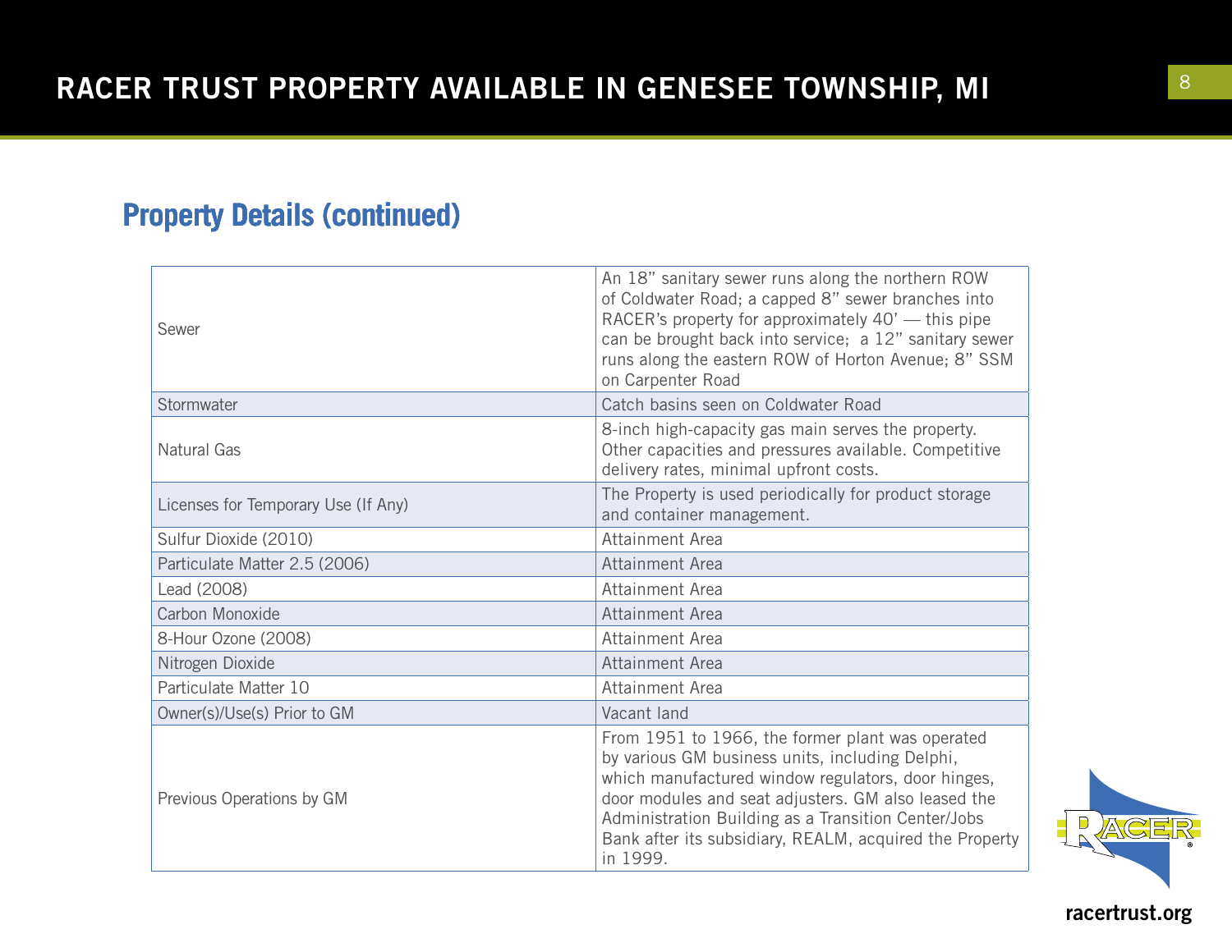## Property Details (continued)

| | |
|---|---|
| Sewer | An 18" sanitary sewer runs along the northern ROW of Coldwater Road; a capped 8" sewer branches into RACER's property for approximately 40' — this pipe can be brought back into service; a 12" sanitary sewer runs along the eastern ROW of Horton Avenue; 8" SSM on Carpenter Road |
| Stormwater | Catch basins seen on Coldwater Road |
| Natural Gas | 8-inch high-capacity gas main serves the property. Other capacities and pressures available. Competitive delivery rates, minimal upfront costs. |
| Licenses for Temporary Use (If Any) | The Property is used periodically for product storage and container management. |
| Sulfur Dioxide (2010) | Attainment Area |
| Particulate Matter 2.5 (2006) | Attainment Area |
| Lead (2008) | Attainment Area |
| Carbon Monoxide | Attainment Area |
| 8-Hour Ozone (2008) | Attainment Area |
| Nitrogen Dioxide | Attainment Area |
| Particulate Matter 10 | Attainment Area |
| Owner(s)/Use(s) Prior to GM | Vacant land |
| Previous Operations by GM | From 1951 to 1966, the former plant was operated by various GM business units, including Delphi, which manufactured window regulators, door hinges, door modules and seat adjusters. GM also leased the Administration Building as a Transition Center/Jobs Bank after its subsidiary, REALM, acquired the Property in 1999. |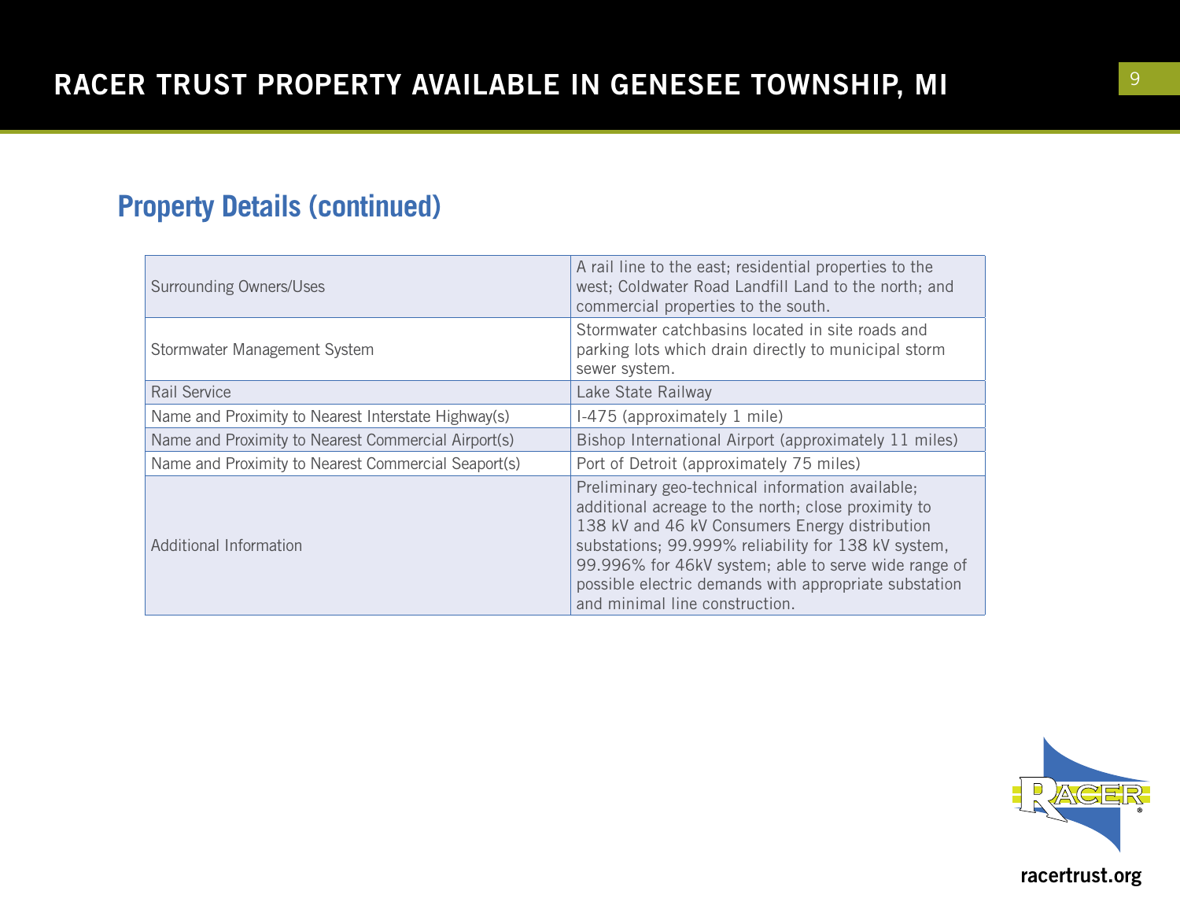## Property Details (continued)

| | |
|---|---|
| Surrounding Owners/Uses | A rail line to the east; residential properties to the west; Coldwater Road Landfill Land to the north; and commercial properties to the south. |
| Stormwater Management System | Stormwater catchbasins located in site roads and parking lots which drain directly to municipal storm sewer system. |
| Rail Service | Lake State Railway |
| Name and Proximity to Nearest Interstate Highway(s) | I-475 (approximately 1 mile) |
| Name and Proximity to Nearest Commercial Airport(s) | Bishop International Airport (approximately 11 miles) |
| Name and Proximity to Nearest Commercial Seaport(s) | Port of Detroit (approximately 75 miles) |
| Additional Information | Preliminary geo-technical information available; additional acreage to the north; close proximity to 138 kV and 46 kV Consumers Energy distribution substations; 99.999% reliability for 138 kV system, 99.996% for 46kV system; able to serve wide range of possible electric demands with appropriate substation and minimal line construction. |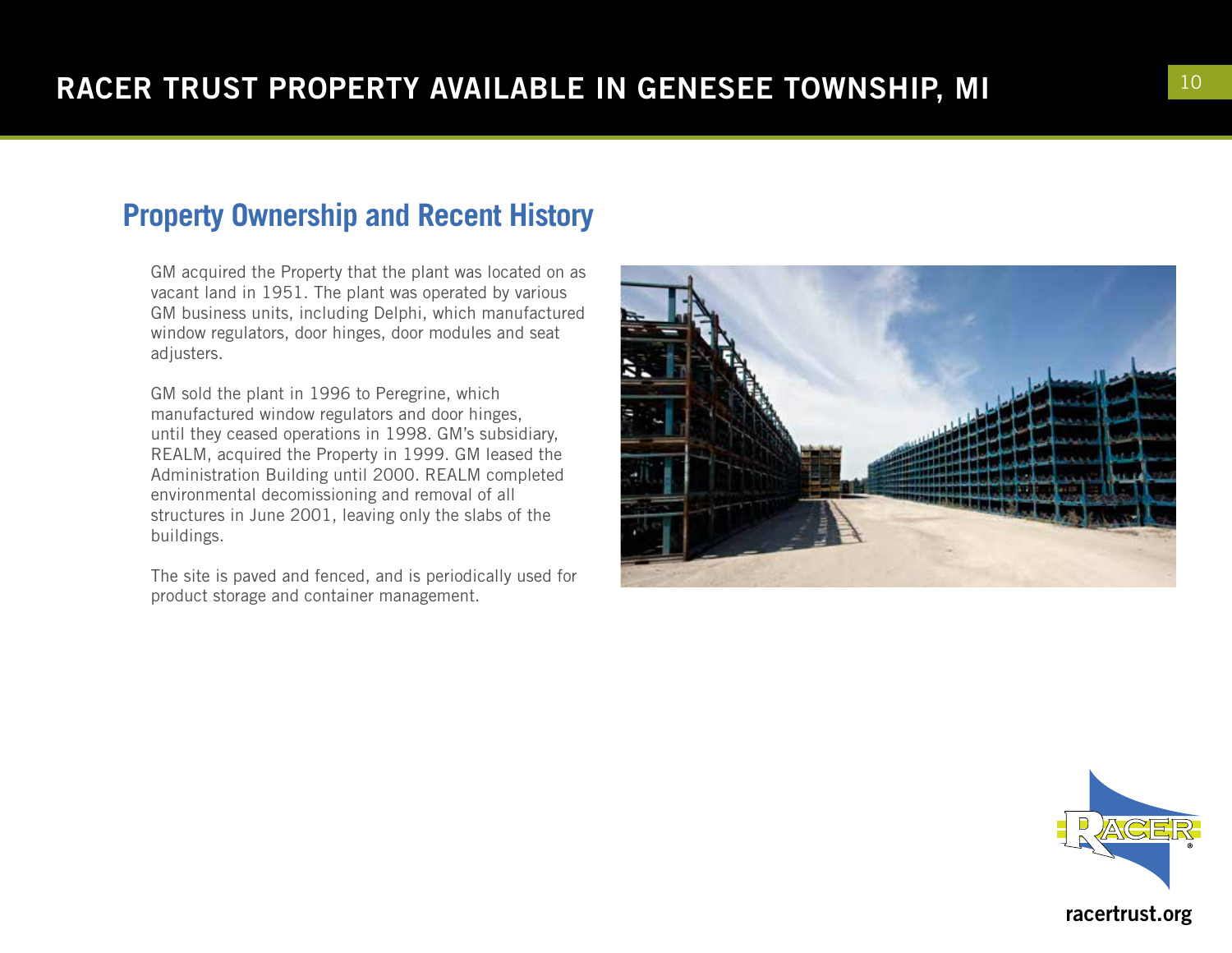## Property Ownership and Recent History

GM acquired the Property that the plant was located on as vacant land in 1951. The plant was operated by various GM business units, including Delphi, which manufactured window regulators, door hinges, door modules and seat adjusters.

GM sold the plant in 1996 to Peregrine, which manufactured window regulators and door hinges, until they ceased operations in 1998. GM's subsidiary, REALM, acquired the Property in 1999. GM leased the Administration Building until 2000. REALM completed environmental decomissioning and removal of all structures in June 2001, leaving only the slabs of the buildings.

The site is paved and fenced, and is periodically used for product storage and container management.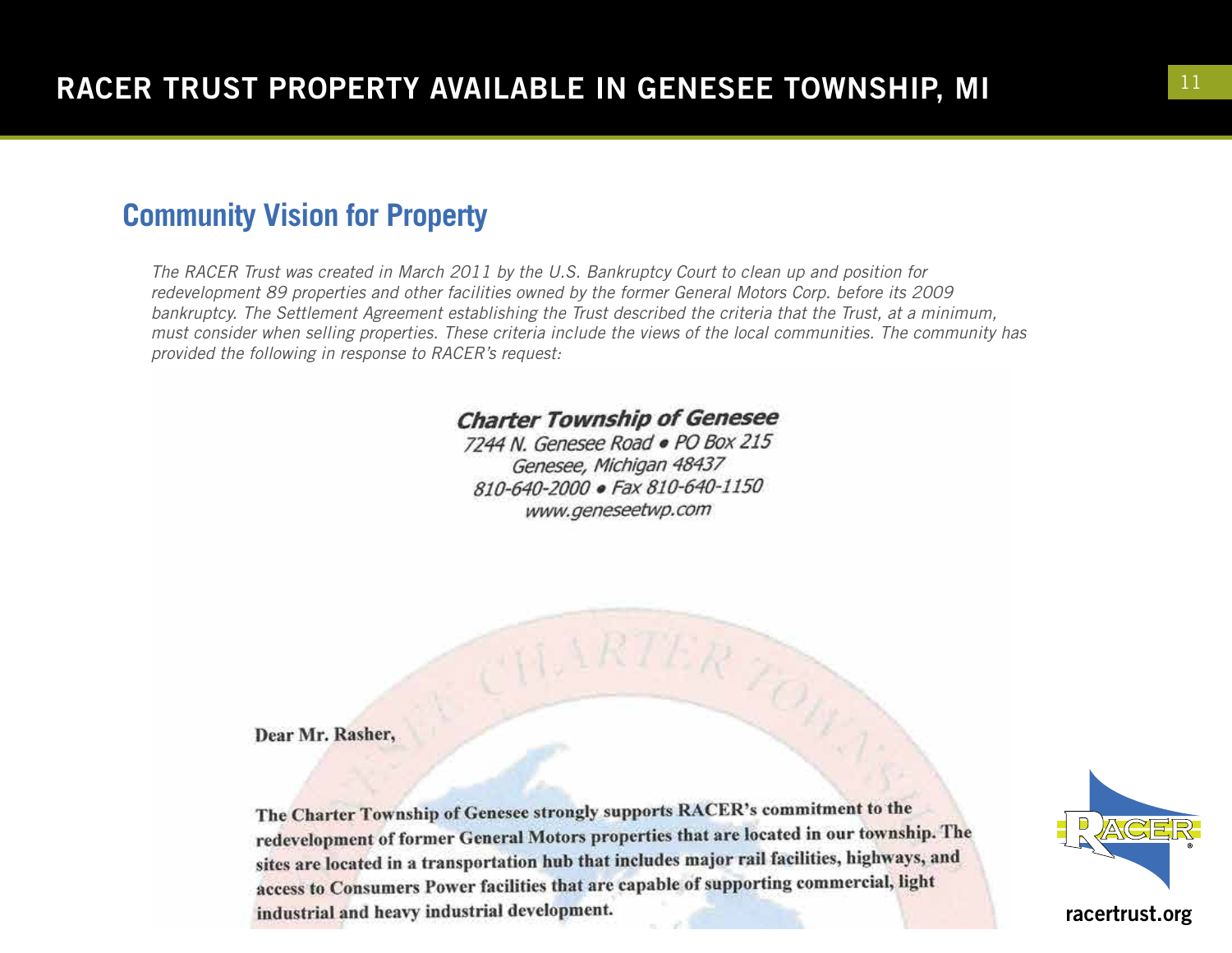## Community Vision for Property

*The RACER Trust was created in March 2011 by the U.S. Bankruptcy Court to clean up and position for redevelopment 89 properties and other facilities owned by the former General Motors Corp. before its 2009 bankruptcy. The Settlement Agreement establishing the Trust described the criteria that the Trust, at a minimum, must consider when selling properties. These criteria include the views of the local communities. The community has provided the following in response to RACER's request:*

**Charter Township of Genesee**
7244 N. Genesee Road • PO Box 215
Genesee, Michigan 48437
810-640-2000 • Fax 810-640-1150
www.geneseetwp.com

**Dear Mr. Rasher,**

**The Charter Township of Genesee strongly supports RACER's commitment to the redevelopment of former General Motors properties that are located in our township. The sites are located in a transportation hub that includes major rail facilities, highways, and access to Consumers Power facilities that are capable of supporting commercial, light industrial and heavy industrial development.**

racertrust.org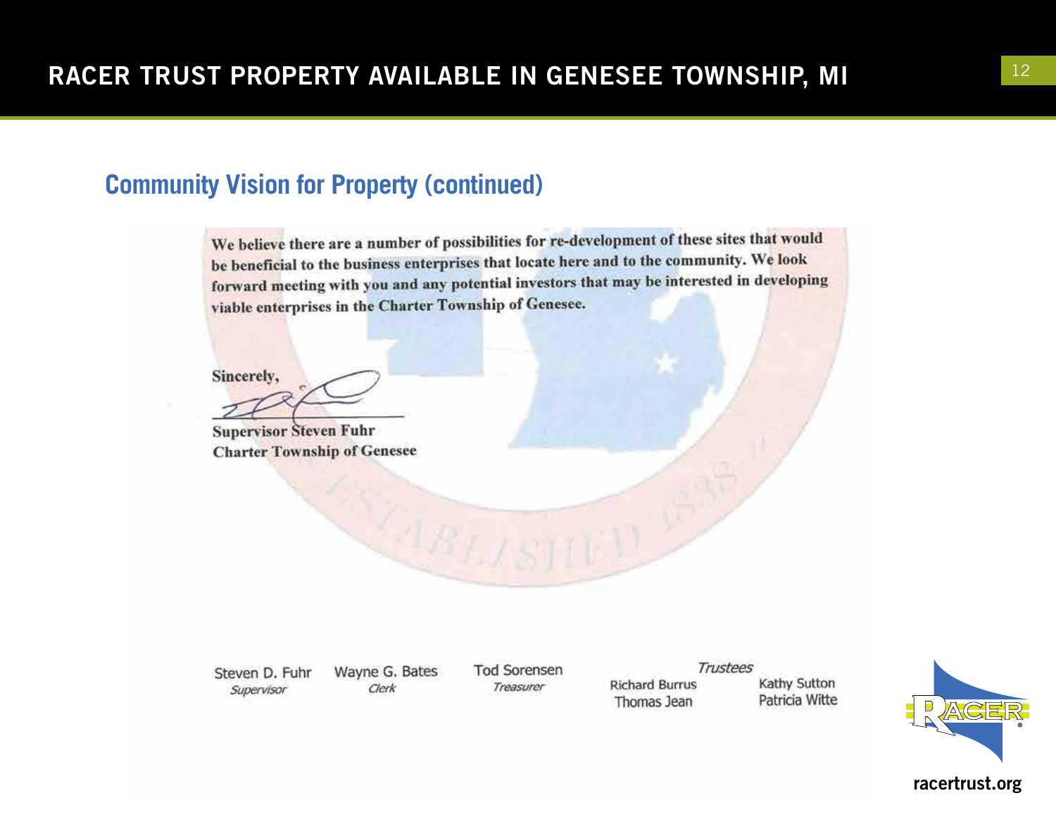## Community Vision for Property (continued)

We believe there are a number of possibilities for re-development of these sites that would be beneficial to the business enterprises that locate here and to the community. We look forward meeting with you and any potential investors that may be interested in developing viable enterprises in the Charter Township of Genesee.

Sincerely,

**Supervisor Steven Fuhr**
**Charter Township of Genesee**

Steven D. Fuhr
*Supervisor*

Wayne G. Bates
*Clerk*

Tod Sorensen
*Treasurer*

*Trustees*
Richard Burrus
Thomas Jean
Kathy Sutton
Patricia Witte

racertrust.org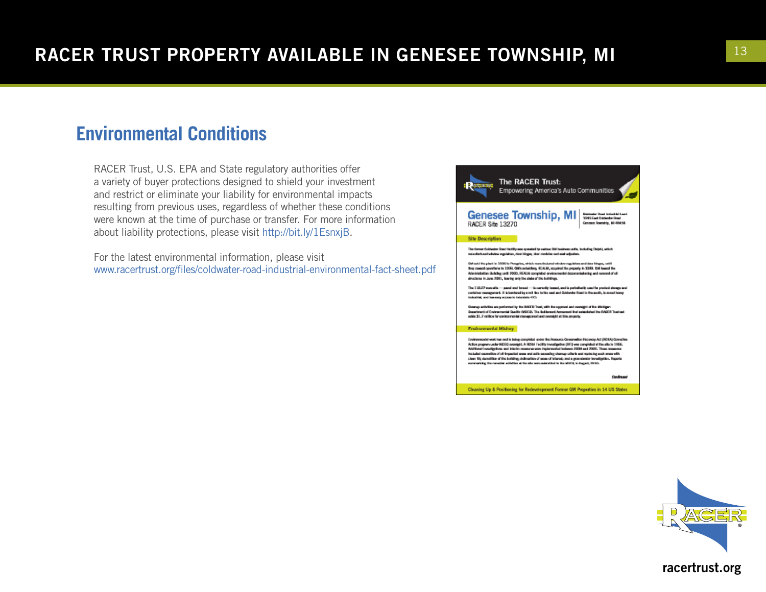# RACER TRUST PROPERTY AVAILABLE IN GENESEE TOWNSHIP, MI

## Environmental Conditions

RACER Trust, U.S. EPA and State regulatory authorities offer a variety of buyer protections designed to shield your investment and restrict or eliminate your liability for environmental impacts resulting from previous uses, regardless of whether these conditions were known at the time of purchase or transfer. For more information about liability protections, please visit http://bit.ly/1EsnxjB.

For the latest environmental information, please visit www.racertrust.org/files/coldwater-road-industrial-environmental-fact-sheet.pdf

racertrust.org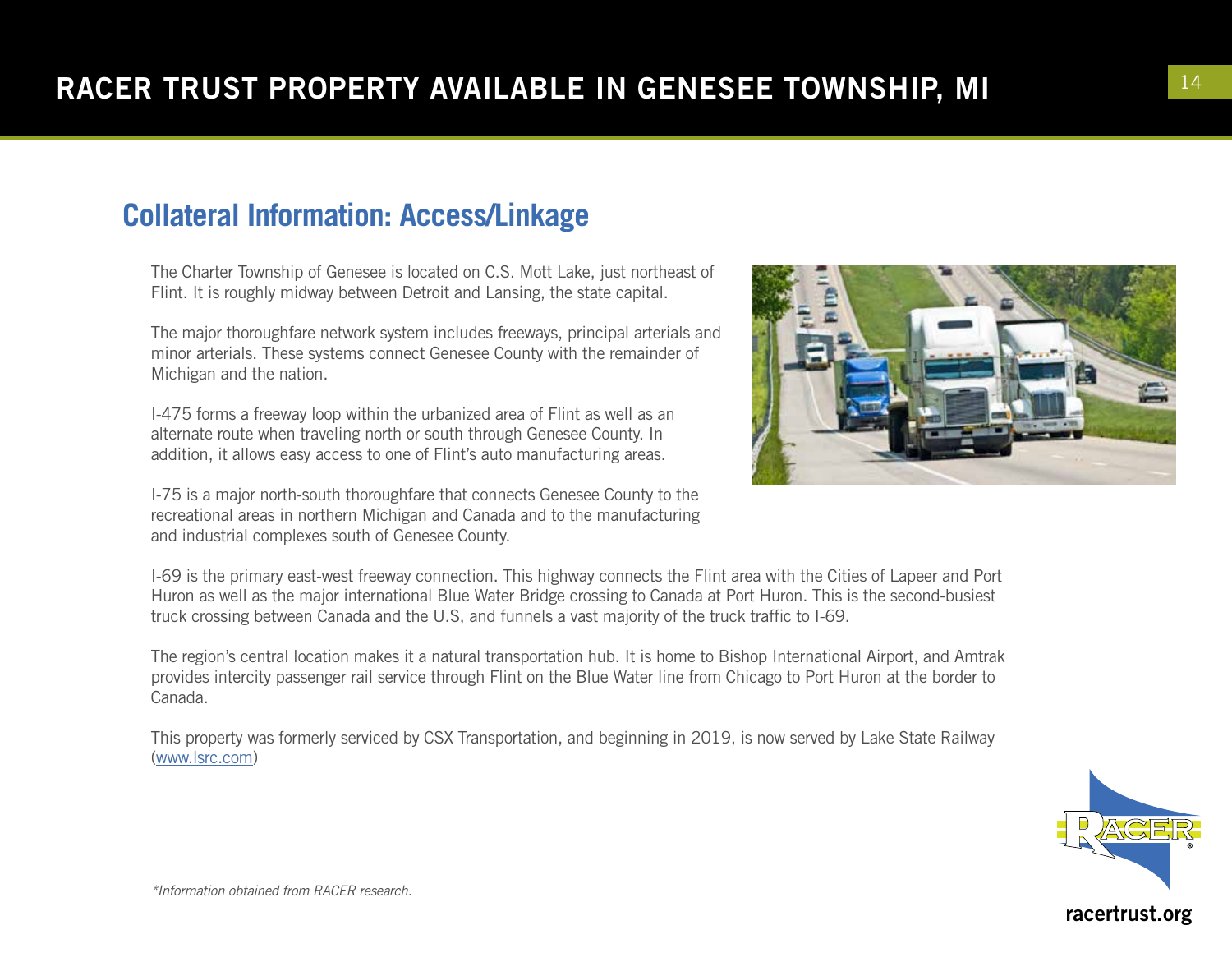## Collateral Information: Access/Linkage

The Charter Township of Genesee is located on C.S. Mott Lake, just northeast of Flint. It is roughly midway between Detroit and Lansing, the state capital.

The major thoroughfare network system includes freeways, principal arterials and minor arterials. These systems connect Genesee County with the remainder of Michigan and the nation.

I-475 forms a freeway loop within the urbanized area of Flint as well as an alternate route when traveling north or south through Genesee County. In addition, it allows easy access to one of Flint's auto manufacturing areas.

I-75 is a major north-south thoroughfare that connects Genesee County to the recreational areas in northern Michigan and Canada and to the manufacturing and industrial complexes south of Genesee County.

I-69 is the primary east-west freeway connection. This highway connects the Flint area with the Cities of Lapeer and Port Huron as well as the major international Blue Water Bridge crossing to Canada at Port Huron. This is the second-busiest truck crossing between Canada and the U.S, and funnels a vast majority of the truck traffic to I-69.

The region's central location makes it a natural transportation hub. It is home to Bishop International Airport, and Amtrak provides intercity passenger rail service through Flint on the Blue Water line from Chicago to Port Huron at the border to Canada.

This property was formerly serviced by CSX Transportation, and beginning in 2019, is now served by Lake State Railway (www.lsrc.com)

*\*Information obtained from RACER research.*

racertrust.org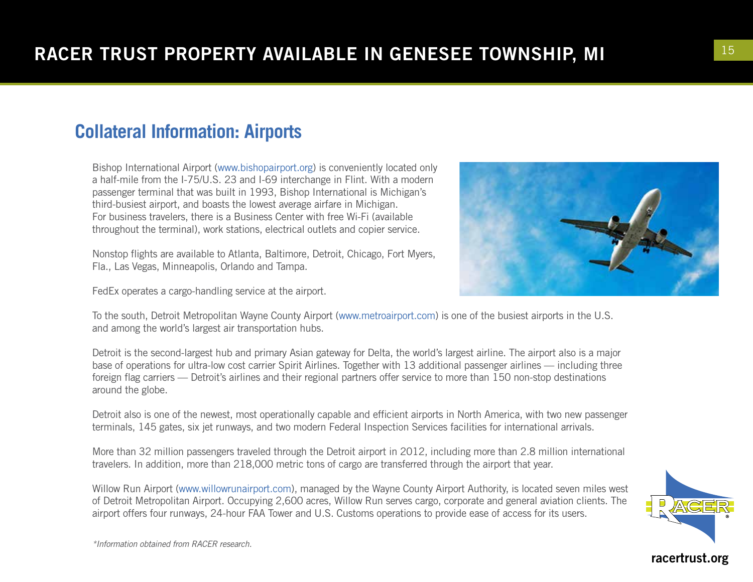## Collateral Information: Airports

Bishop International Airport (www.bishopairport.org) is conveniently located only a half-mile from the I-75/U.S. 23 and I-69 interchange in Flint. With a modern passenger terminal that was built in 1993, Bishop International is Michigan's third-busiest airport, and boasts the lowest average airfare in Michigan. For business travelers, there is a Business Center with free Wi-Fi (available throughout the terminal), work stations, electrical outlets and copier service.

Nonstop flights are available to Atlanta, Baltimore, Detroit, Chicago, Fort Myers, Fla., Las Vegas, Minneapolis, Orlando and Tampa.

FedEx operates a cargo-handling service at the airport.

To the south, Detroit Metropolitan Wayne County Airport (www.metroairport.com) is one of the busiest airports in the U.S. and among the world's largest air transportation hubs.

Detroit is the second-largest hub and primary Asian gateway for Delta, the world's largest airline. The airport also is a major base of operations for ultra-low cost carrier Spirit Airlines. Together with 13 additional passenger airlines — including three foreign flag carriers — Detroit's airlines and their regional partners offer service to more than 150 non-stop destinations around the globe.

Detroit also is one of the newest, most operationally capable and efficient airports in North America, with two new passenger terminals, 145 gates, six jet runways, and two modern Federal Inspection Services facilities for international arrivals.

More than 32 million passengers traveled through the Detroit airport in 2012, including more than 2.8 million international travelers. In addition, more than 218,000 metric tons of cargo are transferred through the airport that year.

Willow Run Airport (www.willowrunairport.com), managed by the Wayne County Airport Authority, is located seven miles west of Detroit Metropolitan Airport. Occupying 2,600 acres, Willow Run serves cargo, corporate and general aviation clients. The airport offers four runways, 24-hour FAA Tower and U.S. Customs operations to provide ease of access for its users.

*\*Information obtained from RACER research.*

racertrust.org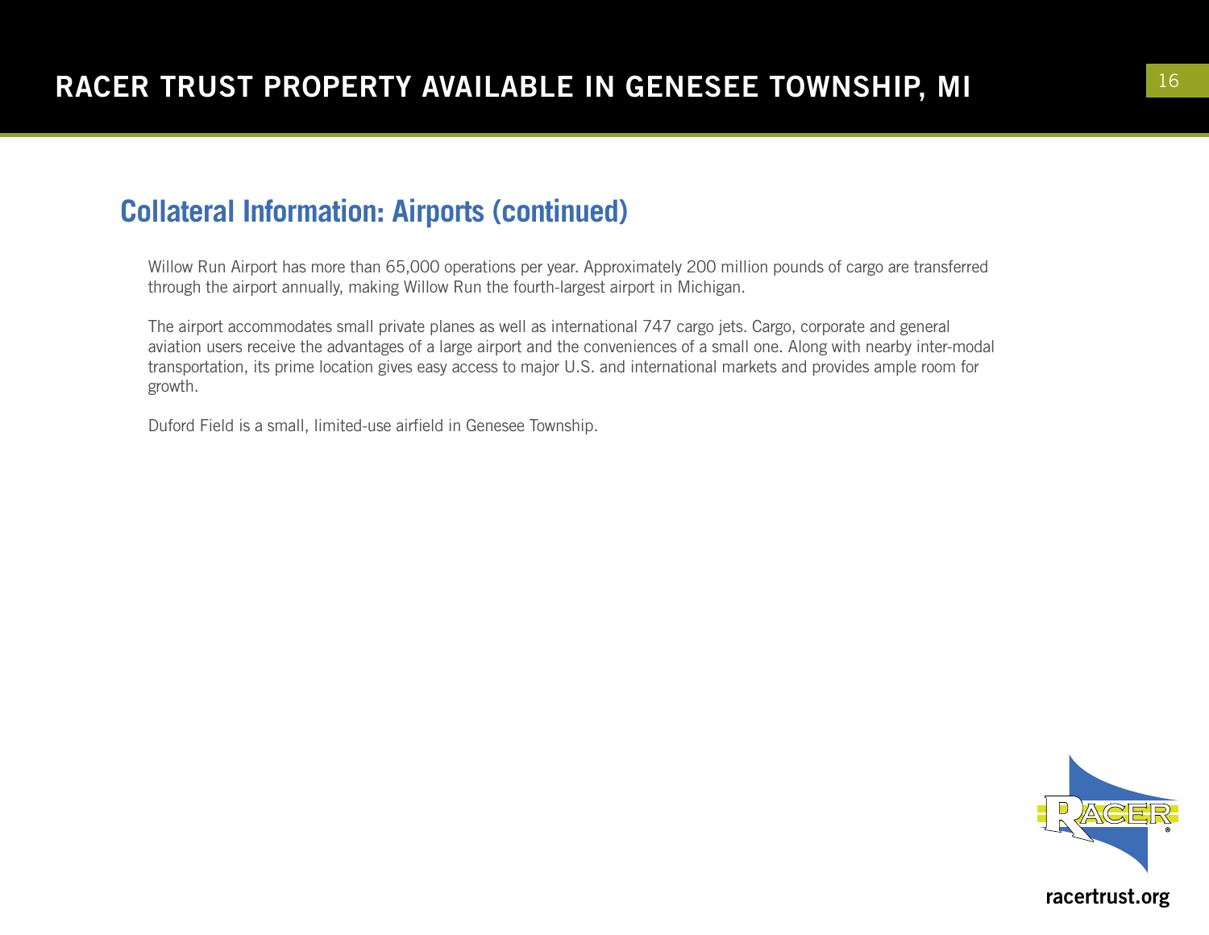## Collateral Information: Airports (continued)

Willow Run Airport has more than 65,000 operations per year. Approximately 200 million pounds of cargo are transferred through the airport annually, making Willow Run the fourth-largest airport in Michigan.

The airport accommodates small private planes as well as international 747 cargo jets. Cargo, corporate and general aviation users receive the advantages of a large airport and the conveniences of a small one. Along with nearby inter-modal transportation, its prime location gives easy access to major U.S. and international markets and provides ample room for growth.

Duford Field is a small, limited-use airfield in Genesee Township.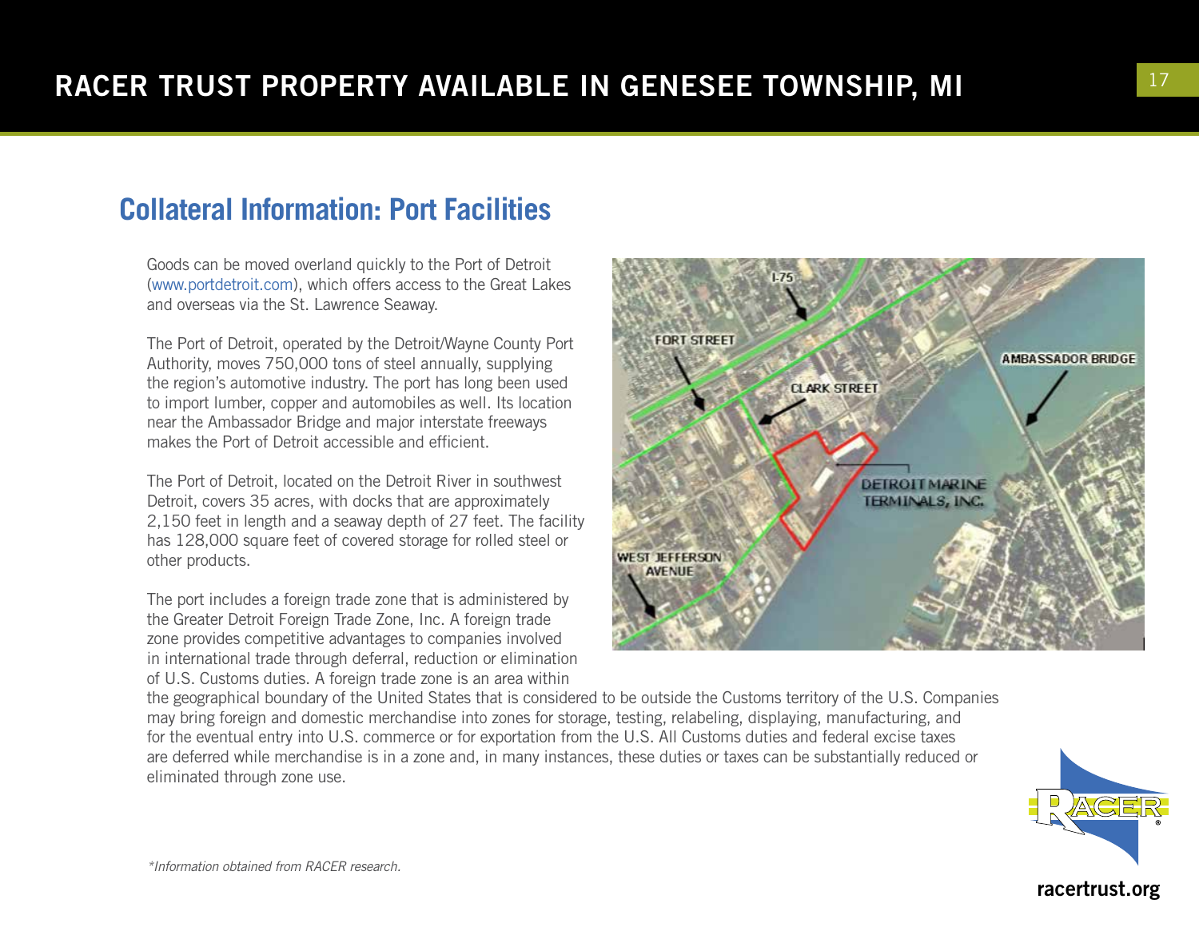## Collateral Information: Port Facilities

Goods can be moved overland quickly to the Port of Detroit (www.portdetroit.com), which offers access to the Great Lakes and overseas via the St. Lawrence Seaway.

The Port of Detroit, operated by the Detroit/Wayne County Port Authority, moves 750,000 tons of steel annually, supplying the region's automotive industry. The port has long been used to import lumber, copper and automobiles as well. Its location near the Ambassador Bridge and major interstate freeways makes the Port of Detroit accessible and efficient.

The Port of Detroit, located on the Detroit River in southwest Detroit, covers 35 acres, with docks that are approximately 2,150 feet in length and a seaway depth of 27 feet. The facility has 128,000 square feet of covered storage for rolled steel or other products.

The port includes a foreign trade zone that is administered by the Greater Detroit Foreign Trade Zone, Inc. A foreign trade zone provides competitive advantages to companies involved in international trade through deferral, reduction or elimination of U.S. Customs duties. A foreign trade zone is an area within the geographical boundary of the United States that is considered to be outside the Customs territory of the U.S. Companies may bring foreign and domestic merchandise into zones for storage, testing, relabeling, displaying, manufacturing, and for the eventual entry into U.S. commerce or for exportation from the U.S. All Customs duties and federal excise taxes are deferred while merchandise is in a zone and, in many instances, these duties or taxes can be substantially reduced or eliminated through zone use.

*\*Information obtained from RACER research.*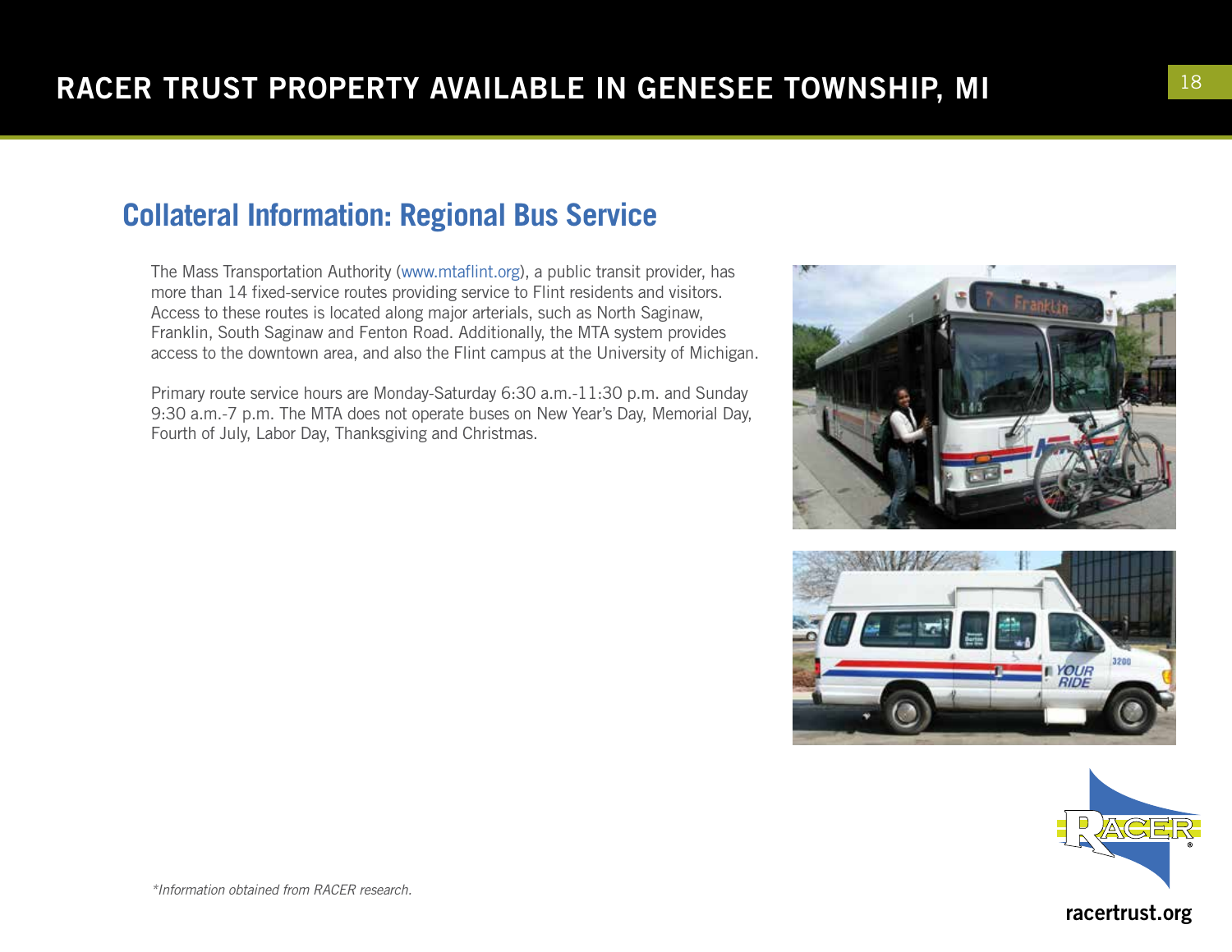## Collateral Information: Regional Bus Service

The Mass Transportation Authority (www.mtaflint.org), a public transit provider, has more than 14 fixed-service routes providing service to Flint residents and visitors. Access to these routes is located along major arterials, such as North Saginaw, Franklin, South Saginaw and Fenton Road. Additionally, the MTA system provides access to the downtown area, and also the Flint campus at the University of Michigan.

Primary route service hours are Monday-Saturday 6:30 a.m.-11:30 p.m. and Sunday 9:30 a.m.-7 p.m. The MTA does not operate buses on New Year's Day, Memorial Day, Fourth of July, Labor Day, Thanksgiving and Christmas.

*\*Information obtained from RACER research.*

racertrust.org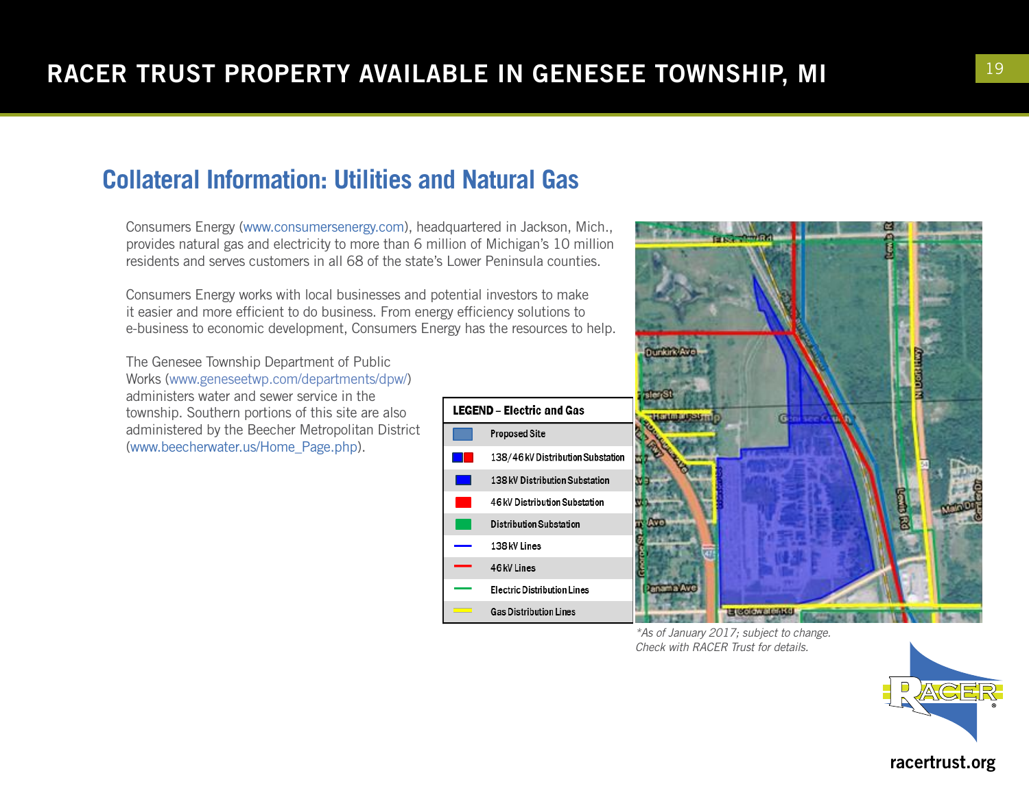## Collateral Information: Utilities and Natural Gas

Consumers Energy (www.consumersenergy.com), headquartered in Jackson, Mich., provides natural gas and electricity to more than 6 million of Michigan's 10 million residents and serves customers in all 68 of the state's Lower Peninsula counties.

Consumers Energy works with local businesses and potential investors to make it easier and more efficient to do business. From energy efficiency solutions to e-business to economic development, Consumers Energy has the resources to help.

The Genesee Township Department of Public Works (www.geneseetwp.com/departments/dpw/) administers water and sewer service in the township. Southern portions of this site are also administered by the Beecher Metropolitan District (www.beecherwater.us/Home_Page.php).

| LEGEND – Electric and Gas | |
|---|---|
| (blue box) | Proposed Site |
| (blue/red box) | 138/46 kV Distribution Substation |
| (blue box) | 138 kV Distribution Substation |
| (red box) | 46 kV Distribution Substation |
| (green box) | Distribution Substation |
| (blue line) | 138 kV Lines |
| (red line) | 46 kV Lines |
| (green line) | Electric Distribution Lines |
| (yellow line) | Gas Distribution Lines |

*\*As of January 2017; subject to change. Check with RACER Trust for details.*

racertrust.org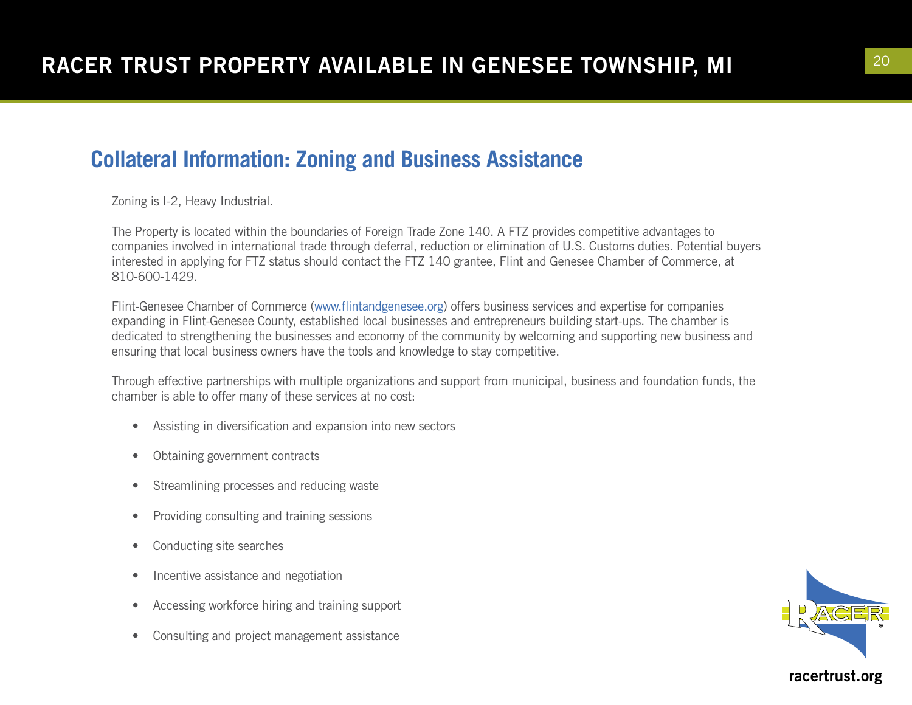## Collateral Information: Zoning and Business Assistance

Zoning is I-2, Heavy Industrial.

The Property is located within the boundaries of Foreign Trade Zone 140. A FTZ provides competitive advantages to companies involved in international trade through deferral, reduction or elimination of U.S. Customs duties. Potential buyers interested in applying for FTZ status should contact the FTZ 140 grantee, Flint and Genesee Chamber of Commerce, at 810-600-1429.

Flint-Genesee Chamber of Commerce (www.flintandgenesee.org) offers business services and expertise for companies expanding in Flint-Genesee County, established local businesses and entrepreneurs building start-ups. The chamber is dedicated to strengthening the businesses and economy of the community by welcoming and supporting new business and ensuring that local business owners have the tools and knowledge to stay competitive.

Through effective partnerships with multiple organizations and support from municipal, business and foundation funds, the chamber is able to offer many of these services at no cost:

- Assisting in diversification and expansion into new sectors
- Obtaining government contracts
- Streamlining processes and reducing waste
- Providing consulting and training sessions
- Conducting site searches
- Incentive assistance and negotiation
- Accessing workforce hiring and training support
- Consulting and project management assistance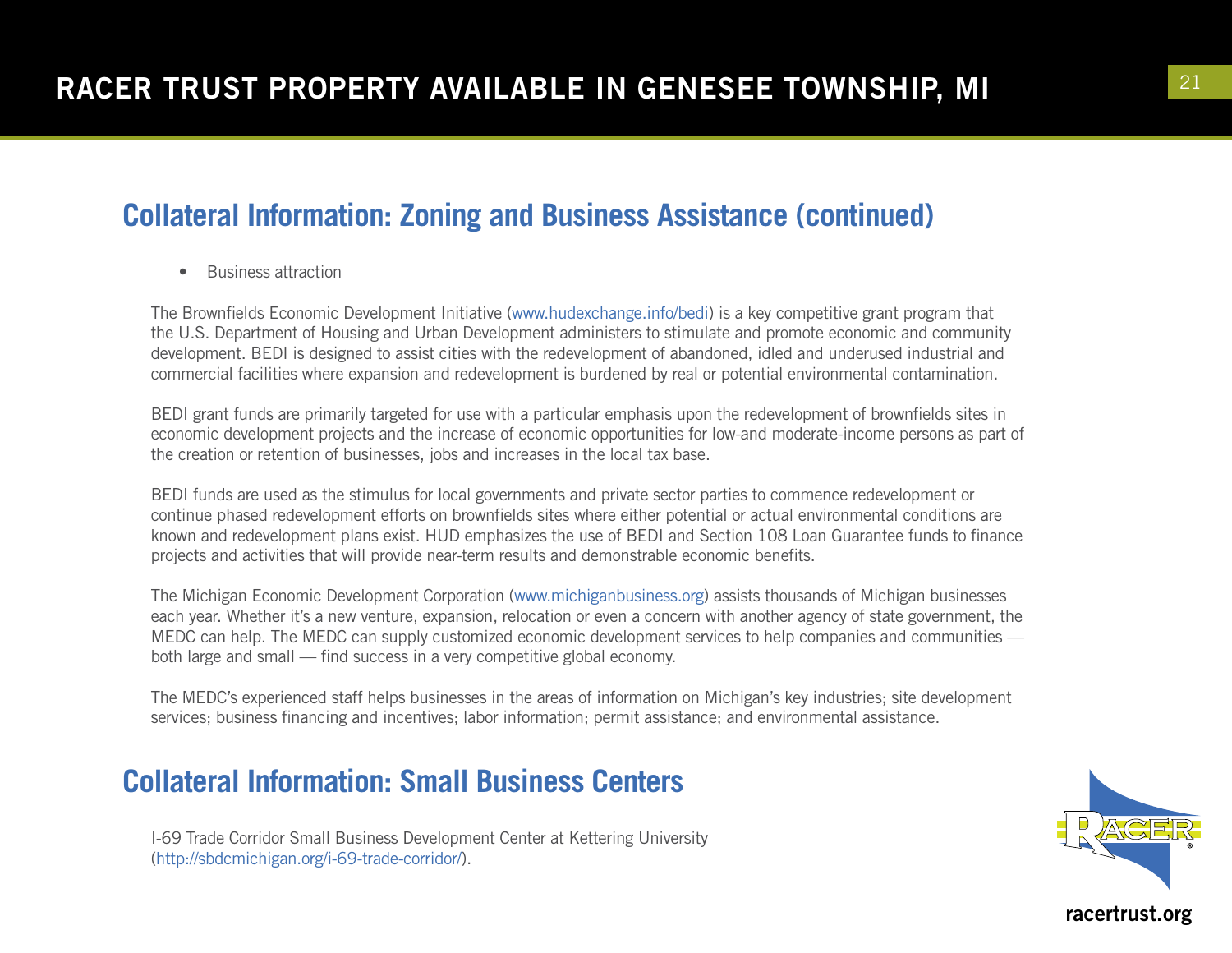## Collateral Information: Zoning and Business Assistance (continued)

- Business attraction

The Brownfields Economic Development Initiative (www.hudexchange.info/bedi) is a key competitive grant program that the U.S. Department of Housing and Urban Development administers to stimulate and promote economic and community development. BEDI is designed to assist cities with the redevelopment of abandoned, idled and underused industrial and commercial facilities where expansion and redevelopment is burdened by real or potential environmental contamination.

BEDI grant funds are primarily targeted for use with a particular emphasis upon the redevelopment of brownfields sites in economic development projects and the increase of economic opportunities for low-and moderate-income persons as part of the creation or retention of businesses, jobs and increases in the local tax base.

BEDI funds are used as the stimulus for local governments and private sector parties to commence redevelopment or continue phased redevelopment efforts on brownfields sites where either potential or actual environmental conditions are known and redevelopment plans exist. HUD emphasizes the use of BEDI and Section 108 Loan Guarantee funds to finance projects and activities that will provide near-term results and demonstrable economic benefits.

The Michigan Economic Development Corporation (www.michiganbusiness.org) assists thousands of Michigan businesses each year. Whether it's a new venture, expansion, relocation or even a concern with another agency of state government, the MEDC can help. The MEDC can supply customized economic development services to help companies and communities — both large and small — find success in a very competitive global economy.

The MEDC's experienced staff helps businesses in the areas of information on Michigan's key industries; site development services; business financing and incentives; labor information; permit assistance; and environmental assistance.

## Collateral Information: Small Business Centers

I-69 Trade Corridor Small Business Development Center at Kettering University (http://sbdcmichigan.org/i-69-trade-corridor/).

racertrust.org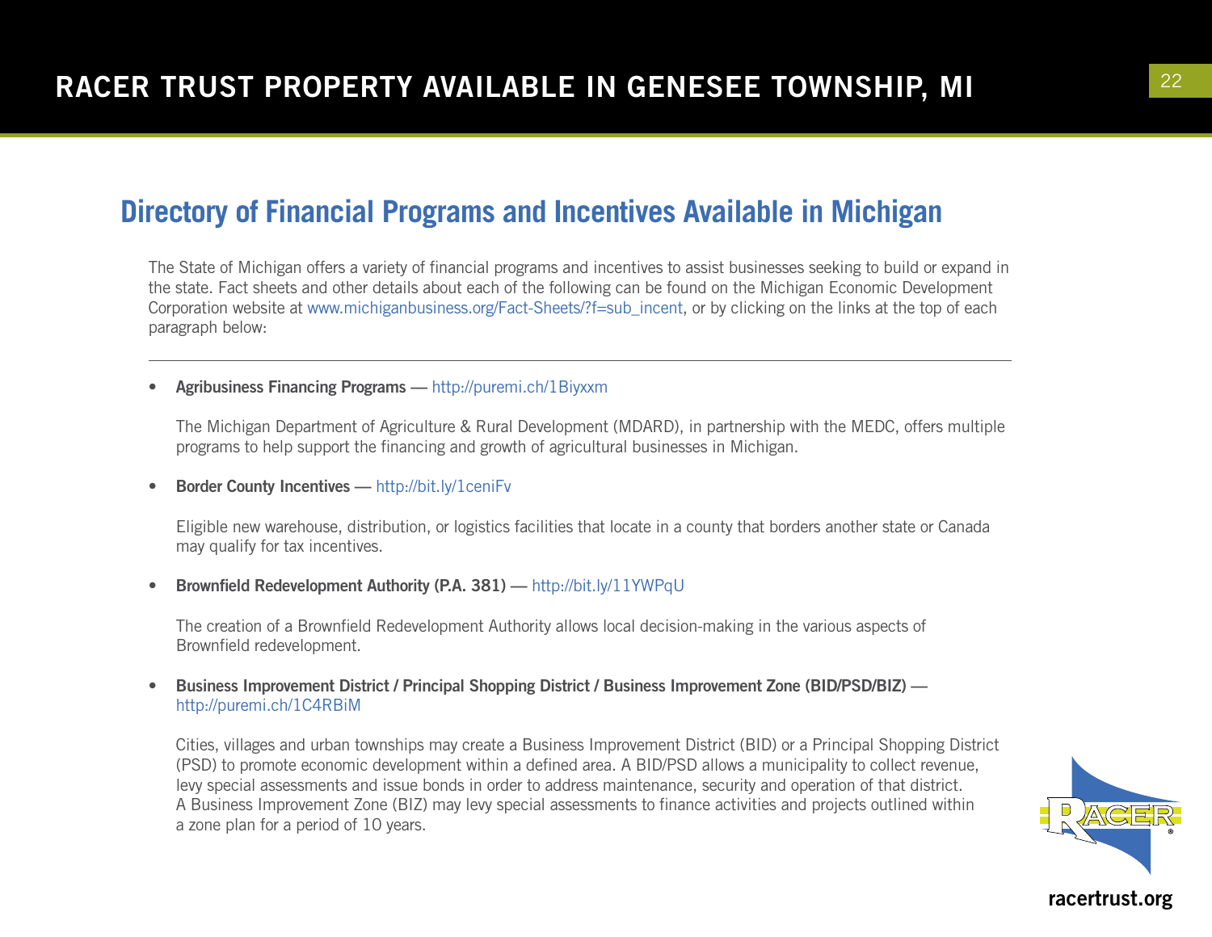## Directory of Financial Programs and Incentives Available in Michigan

The State of Michigan offers a variety of financial programs and incentives to assist businesses seeking to build or expand in the state. Fact sheets and other details about each of the following can be found on the Michigan Economic Development Corporation website at www.michiganbusiness.org/Fact-Sheets/?f=sub_incent, or by clicking on the links at the top of each paragraph below:

---

- **Agribusiness Financing Programs** — http://puremi.ch/1Biyxxm

  The Michigan Department of Agriculture & Rural Development (MDARD), in partnership with the MEDC, offers multiple programs to help support the financing and growth of agricultural businesses in Michigan.

- **Border County Incentives** — http://bit.ly/1ceniFv

  Eligible new warehouse, distribution, or logistics facilities that locate in a county that borders another state or Canada may qualify for tax incentives.

- **Brownfield Redevelopment Authority (P.A. 381)** — http://bit.ly/11YWPqU

  The creation of a Brownfield Redevelopment Authority allows local decision-making in the various aspects of Brownfield redevelopment.

- **Business Improvement District / Principal Shopping District / Business Improvement Zone (BID/PSD/BIZ)** — http://puremi.ch/1C4RBiM

  Cities, villages and urban townships may create a Business Improvement District (BID) or a Principal Shopping District (PSD) to promote economic development within a defined area. A BID/PSD allows a municipality to collect revenue, levy special assessments and issue bonds in order to address maintenance, security and operation of that district. A Business Improvement Zone (BIZ) may levy special assessments to finance activities and projects outlined within a zone plan for a period of 10 years.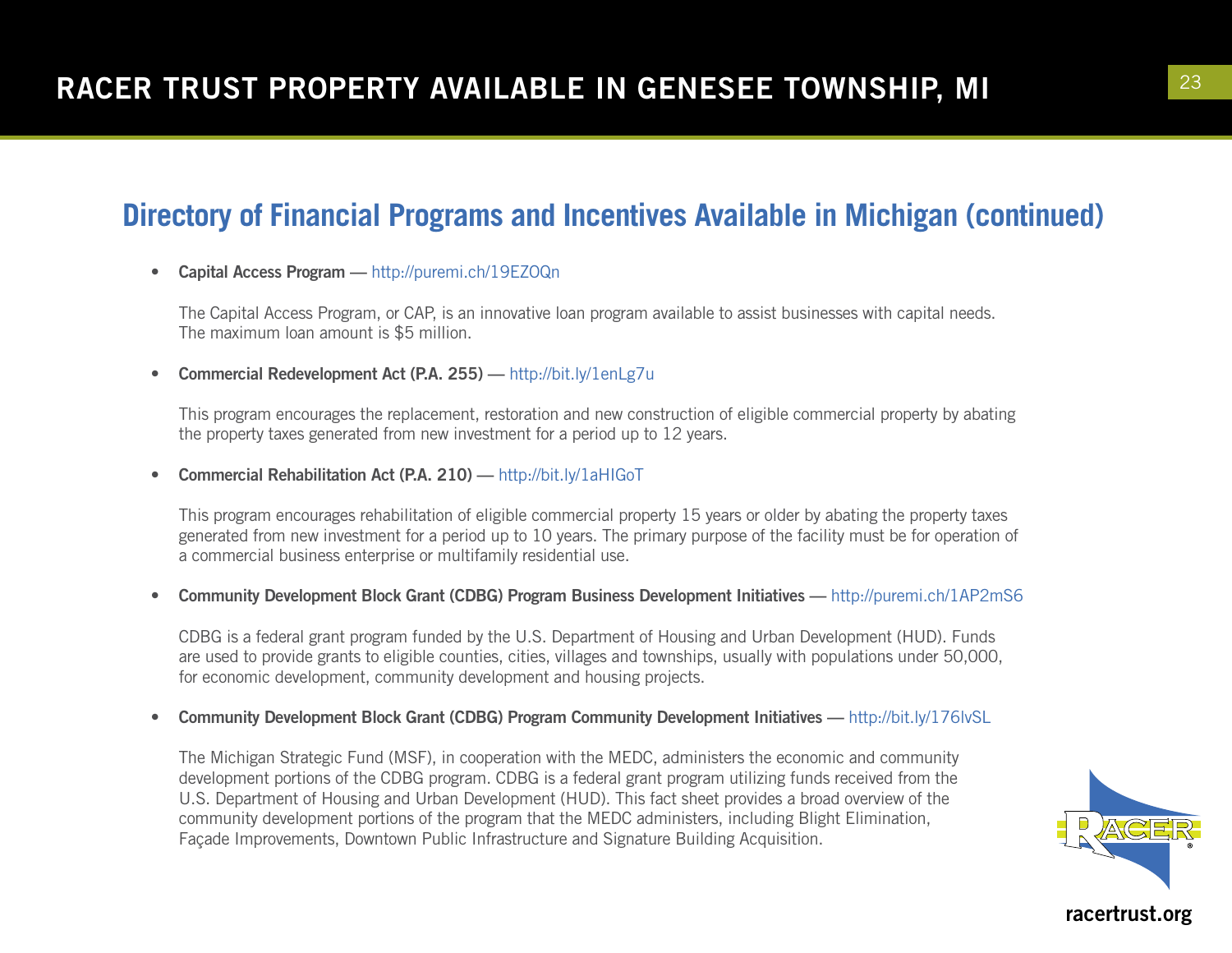## Directory of Financial Programs and Incentives Available in Michigan (continued)

- **Capital Access Program** — http://puremi.ch/19EZOQn

  The Capital Access Program, or CAP, is an innovative loan program available to assist businesses with capital needs. The maximum loan amount is $5 million.

- **Commercial Redevelopment Act (P.A. 255)** — http://bit.ly/1enLg7u

  This program encourages the replacement, restoration and new construction of eligible commercial property by abating the property taxes generated from new investment for a period up to 12 years.

- **Commercial Rehabilitation Act (P.A. 210)** — http://bit.ly/1aHIGoT

  This program encourages rehabilitation of eligible commercial property 15 years or older by abating the property taxes generated from new investment for a period up to 10 years. The primary purpose of the facility must be for operation of a commercial business enterprise or multifamily residential use.

- **Community Development Block Grant (CDBG) Program Business Development Initiatives** — http://puremi.ch/1AP2mS6

  CDBG is a federal grant program funded by the U.S. Department of Housing and Urban Development (HUD). Funds are used to provide grants to eligible counties, cities, villages and townships, usually with populations under 50,000, for economic development, community development and housing projects.

- **Community Development Block Grant (CDBG) Program Community Development Initiatives** — http://bit.ly/176lvSL

  The Michigan Strategic Fund (MSF), in cooperation with the MEDC, administers the economic and community development portions of the CDBG program. CDBG is a federal grant program utilizing funds received from the U.S. Department of Housing and Urban Development (HUD). This fact sheet provides a broad overview of the community development portions of the program that the MEDC administers, including Blight Elimination, Façade Improvements, Downtown Public Infrastructure and Signature Building Acquisition.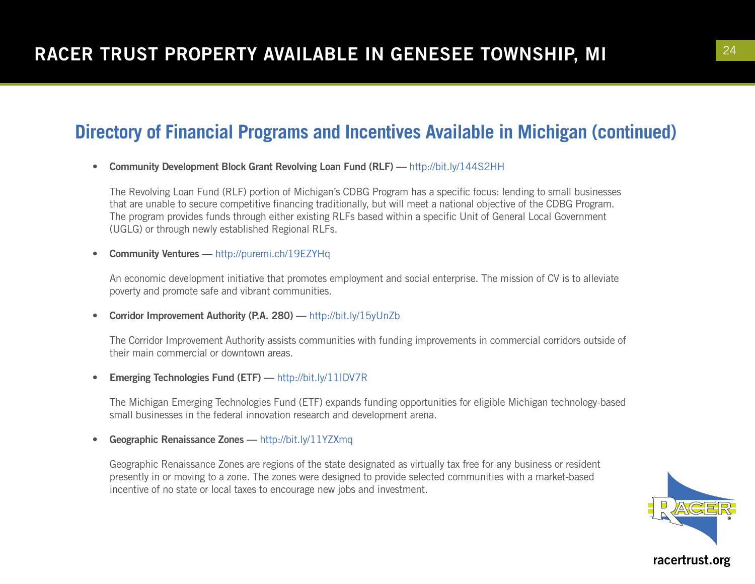## Directory of Financial Programs and Incentives Available in Michigan (continued)

- **Community Development Block Grant Revolving Loan Fund (RLF)** — http://bit.ly/144S2HH

  The Revolving Loan Fund (RLF) portion of Michigan's CDBG Program has a specific focus: lending to small businesses that are unable to secure competitive financing traditionally, but will meet a national objective of the CDBG Program. The program provides funds through either existing RLFs based within a specific Unit of General Local Government (UGLG) or through newly established Regional RLFs.

- **Community Ventures** — http://puremi.ch/19EZYHq

  An economic development initiative that promotes employment and social enterprise. The mission of CV is to alleviate poverty and promote safe and vibrant communities.

- **Corridor Improvement Authority (P.A. 280)** — http://bit.ly/15yUnZb

  The Corridor Improvement Authority assists communities with funding improvements in commercial corridors outside of their main commercial or downtown areas.

- **Emerging Technologies Fund (ETF)** — http://bit.ly/11IDV7R

  The Michigan Emerging Technologies Fund (ETF) expands funding opportunities for eligible Michigan technology-based small businesses in the federal innovation research and development arena.

- **Geographic Renaissance Zones** — http://bit.ly/11YZXmq

  Geographic Renaissance Zones are regions of the state designated as virtually tax free for any business or resident presently in or moving to a zone. The zones were designed to provide selected communities with a market-based incentive of no state or local taxes to encourage new jobs and investment.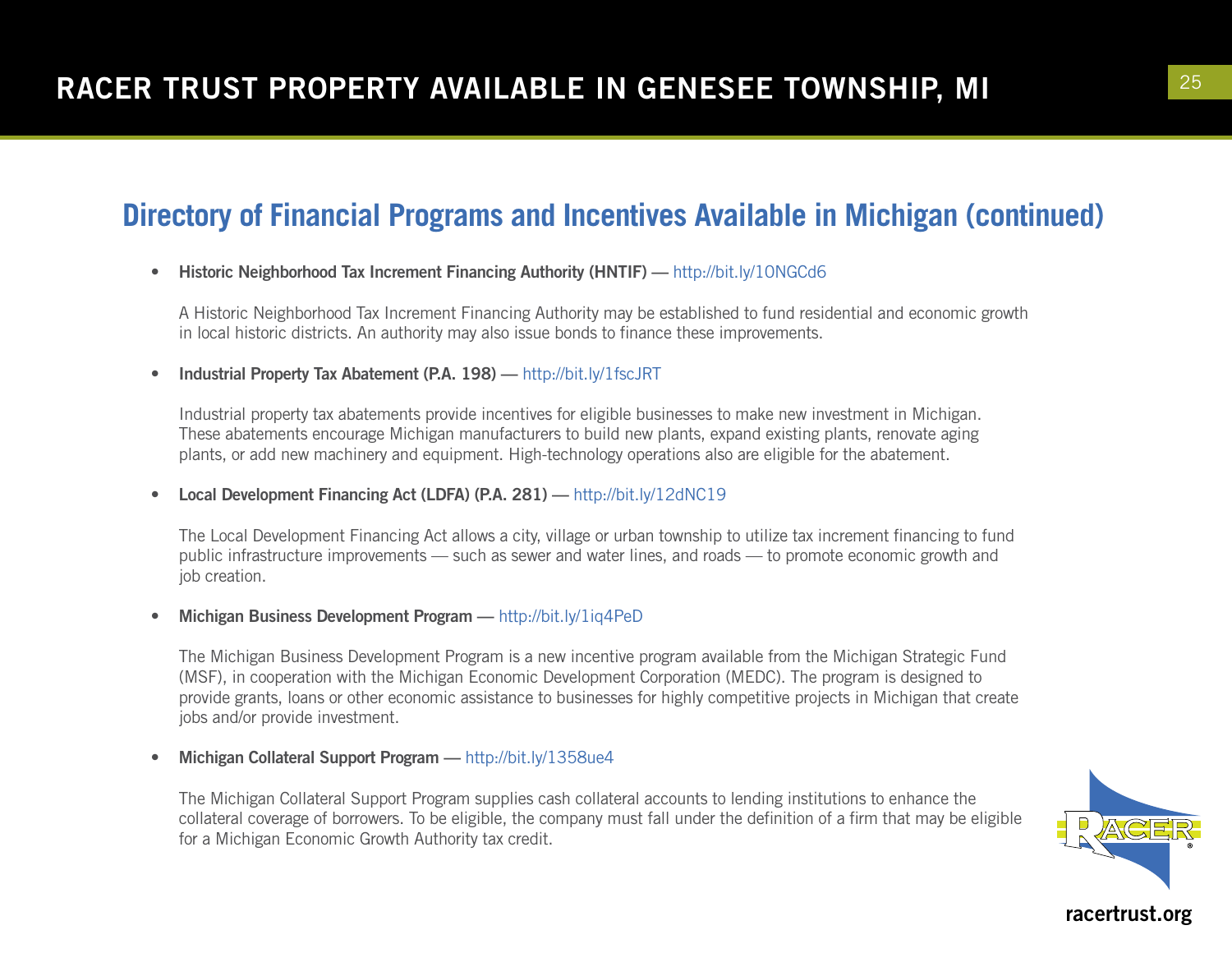## Directory of Financial Programs and Incentives Available in Michigan (continued)

- **Historic Neighborhood Tax Increment Financing Authority (HNTIF)** — http://bit.ly/10NGCd6

  A Historic Neighborhood Tax Increment Financing Authority may be established to fund residential and economic growth in local historic districts. An authority may also issue bonds to finance these improvements.

- **Industrial Property Tax Abatement (P.A. 198)** — http://bit.ly/1fscJRT

  Industrial property tax abatements provide incentives for eligible businesses to make new investment in Michigan. These abatements encourage Michigan manufacturers to build new plants, expand existing plants, renovate aging plants, or add new machinery and equipment. High-technology operations also are eligible for the abatement.

- **Local Development Financing Act (LDFA) (P.A. 281)** — http://bit.ly/12dNC19

  The Local Development Financing Act allows a city, village or urban township to utilize tax increment financing to fund public infrastructure improvements — such as sewer and water lines, and roads — to promote economic growth and job creation.

- **Michigan Business Development Program** — http://bit.ly/1iq4PeD

  The Michigan Business Development Program is a new incentive program available from the Michigan Strategic Fund (MSF), in cooperation with the Michigan Economic Development Corporation (MEDC). The program is designed to provide grants, loans or other economic assistance to businesses for highly competitive projects in Michigan that create jobs and/or provide investment.

- **Michigan Collateral Support Program** — http://bit.ly/1358ue4

  The Michigan Collateral Support Program supplies cash collateral accounts to lending institutions to enhance the collateral coverage of borrowers. To be eligible, the company must fall under the definition of a firm that may be eligible for a Michigan Economic Growth Authority tax credit.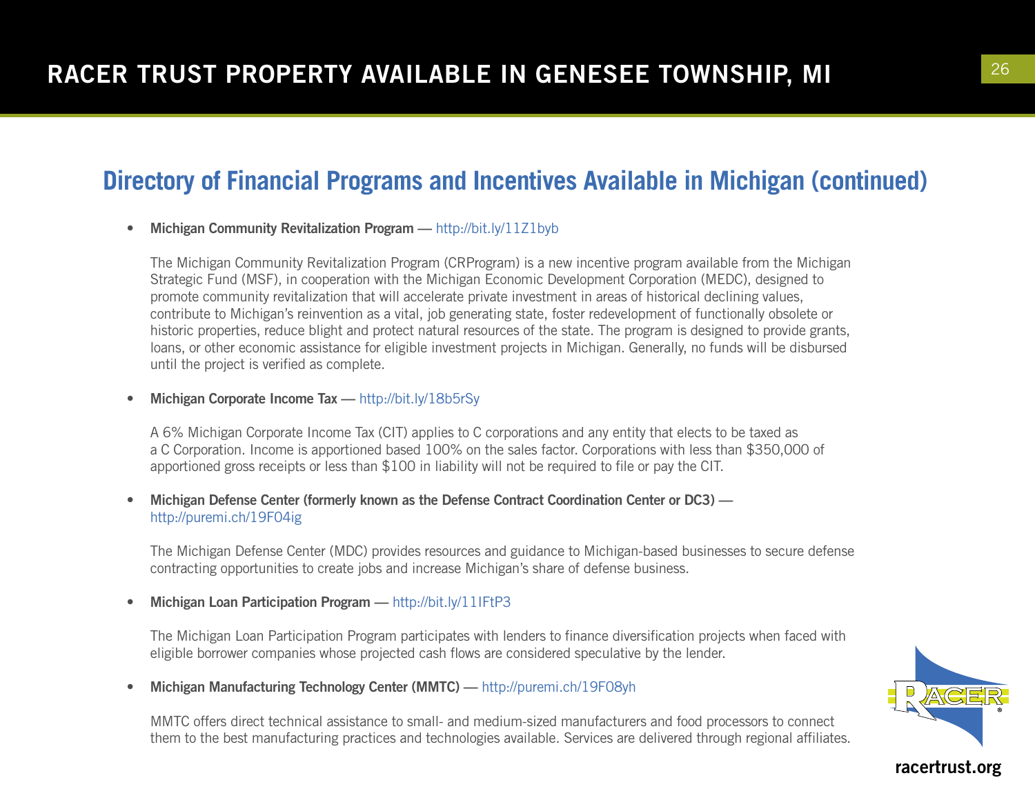## Directory of Financial Programs and Incentives Available in Michigan (continued)

- **Michigan Community Revitalization Program** — http://bit.ly/11Z1byb

  The Michigan Community Revitalization Program (CRProgram) is a new incentive program available from the Michigan Strategic Fund (MSF), in cooperation with the Michigan Economic Development Corporation (MEDC), designed to promote community revitalization that will accelerate private investment in areas of historical declining values, contribute to Michigan's reinvention as a vital, job generating state, foster redevelopment of functionally obsolete or historic properties, reduce blight and protect natural resources of the state. The program is designed to provide grants, loans, or other economic assistance for eligible investment projects in Michigan. Generally, no funds will be disbursed until the project is verified as complete.

- **Michigan Corporate Income Tax** — http://bit.ly/18b5rSy

  A 6% Michigan Corporate Income Tax (CIT) applies to C corporations and any entity that elects to be taxed as a C Corporation. Income is apportioned based 100% on the sales factor. Corporations with less than $350,000 of apportioned gross receipts or less than $100 in liability will not be required to file or pay the CIT.

- **Michigan Defense Center (formerly known as the Defense Contract Coordination Center or DC3)** — http://puremi.ch/19F04ig

  The Michigan Defense Center (MDC) provides resources and guidance to Michigan-based businesses to secure defense contracting opportunities to create jobs and increase Michigan's share of defense business.

- **Michigan Loan Participation Program** — http://bit.ly/11IFtP3

  The Michigan Loan Participation Program participates with lenders to finance diversification projects when faced with eligible borrower companies whose projected cash flows are considered speculative by the lender.

- **Michigan Manufacturing Technology Center (MMTC)** — http://puremi.ch/19F08yh

  MMTC offers direct technical assistance to small- and medium-sized manufacturers and food processors to connect them to the best manufacturing practices and technologies available. Services are delivered through regional affiliates.

racertrust.org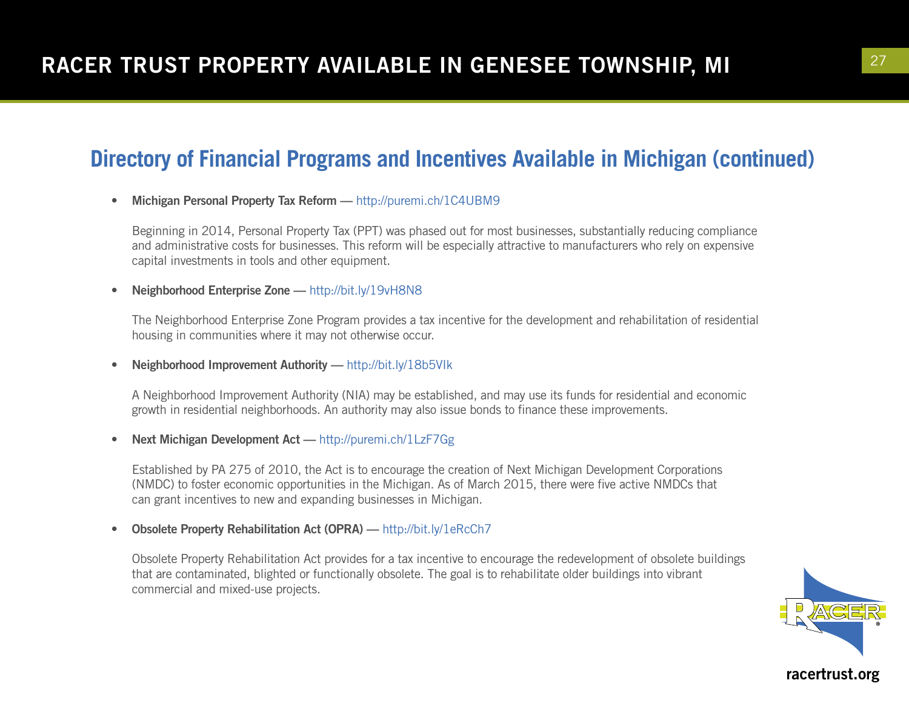## Directory of Financial Programs and Incentives Available in Michigan (continued)

- **Michigan Personal Property Tax Reform** — http://puremi.ch/1C4UBM9

  Beginning in 2014, Personal Property Tax (PPT) was phased out for most businesses, substantially reducing compliance and administrative costs for businesses. This reform will be especially attractive to manufacturers who rely on expensive capital investments in tools and other equipment.

- **Neighborhood Enterprise Zone** — http://bit.ly/19vH8N8

  The Neighborhood Enterprise Zone Program provides a tax incentive for the development and rehabilitation of residential housing in communities where it may not otherwise occur.

- **Neighborhood Improvement Authority** — http://bit.ly/18b5VIk

  A Neighborhood Improvement Authority (NIA) may be established, and may use its funds for residential and economic growth in residential neighborhoods. An authority may also issue bonds to finance these improvements.

- **Next Michigan Development Act** — http://puremi.ch/1LzF7Gg

  Established by PA 275 of 2010, the Act is to encourage the creation of Next Michigan Development Corporations (NMDC) to foster economic opportunities in the Michigan. As of March 2015, there were five active NMDCs that can grant incentives to new and expanding businesses in Michigan.

- **Obsolete Property Rehabilitation Act (OPRA)** — http://bit.ly/1eRcCh7

  Obsolete Property Rehabilitation Act provides for a tax incentive to encourage the redevelopment of obsolete buildings that are contaminated, blighted or functionally obsolete. The goal is to rehabilitate older buildings into vibrant commercial and mixed-use projects.

racertrust.org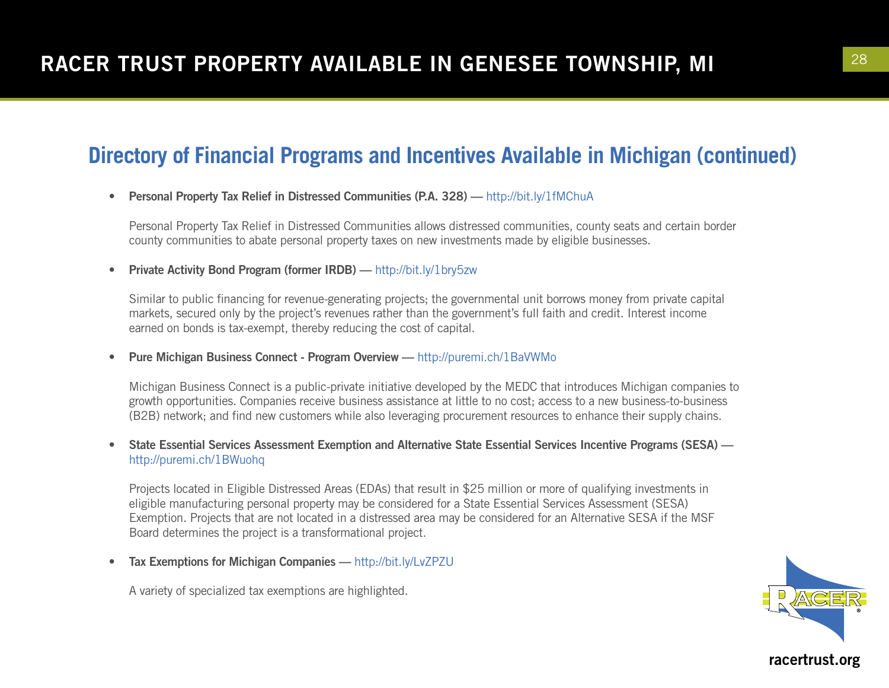## Directory of Financial Programs and Incentives Available in Michigan (continued)

- **Personal Property Tax Relief in Distressed Communities (P.A. 328)** — http://bit.ly/1fMChuA

  Personal Property Tax Relief in Distressed Communities allows distressed communities, county seats and certain border county communities to abate personal property taxes on new investments made by eligible businesses.

- **Private Activity Bond Program (former IRDB)** — http://bit.ly/1bry5zw

  Similar to public financing for revenue-generating projects; the governmental unit borrows money from private capital markets, secured only by the project's revenues rather than the government's full faith and credit. Interest income earned on bonds is tax-exempt, thereby reducing the cost of capital.

- **Pure Michigan Business Connect - Program Overview** — http://puremi.ch/1BaVWMo

  Michigan Business Connect is a public-private initiative developed by the MEDC that introduces Michigan companies to growth opportunities. Companies receive business assistance at little to no cost; access to a new business-to-business (B2B) network; and find new customers while also leveraging procurement resources to enhance their supply chains.

- **State Essential Services Assessment Exemption and Alternative State Essential Services Incentive Programs (SESA)** — http://puremi.ch/1BWuohq

  Projects located in Eligible Distressed Areas (EDAs) that result in $25 million or more of qualifying investments in eligible manufacturing personal property may be considered for a State Essential Services Assessment (SESA) Exemption. Projects that are not located in a distressed area may be considered for an Alternative SESA if the MSF Board determines the project is a transformational project.

- **Tax Exemptions for Michigan Companies** — http://bit.ly/LvZPZU

  A variety of specialized tax exemptions are highlighted.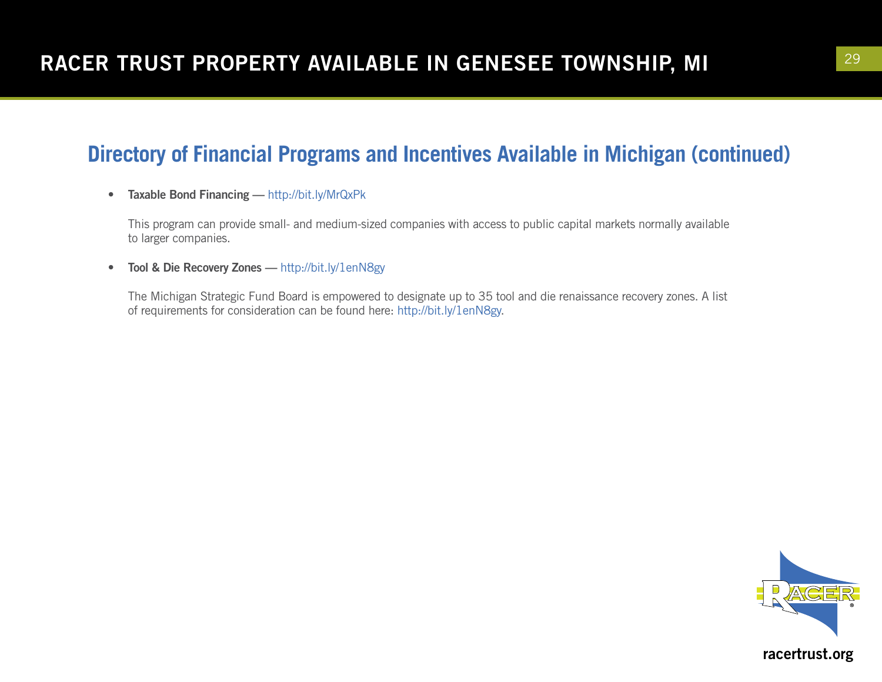## Directory of Financial Programs and Incentives Available in Michigan (continued)

- **Taxable Bond Financing** — http://bit.ly/MrQxPk

  This program can provide small- and medium-sized companies with access to public capital markets normally available to larger companies.

- **Tool & Die Recovery Zones** — http://bit.ly/1enN8gy

  The Michigan Strategic Fund Board is empowered to designate up to 35 tool and die renaissance recovery zones. A list of requirements for consideration can be found here: http://bit.ly/1enN8gy.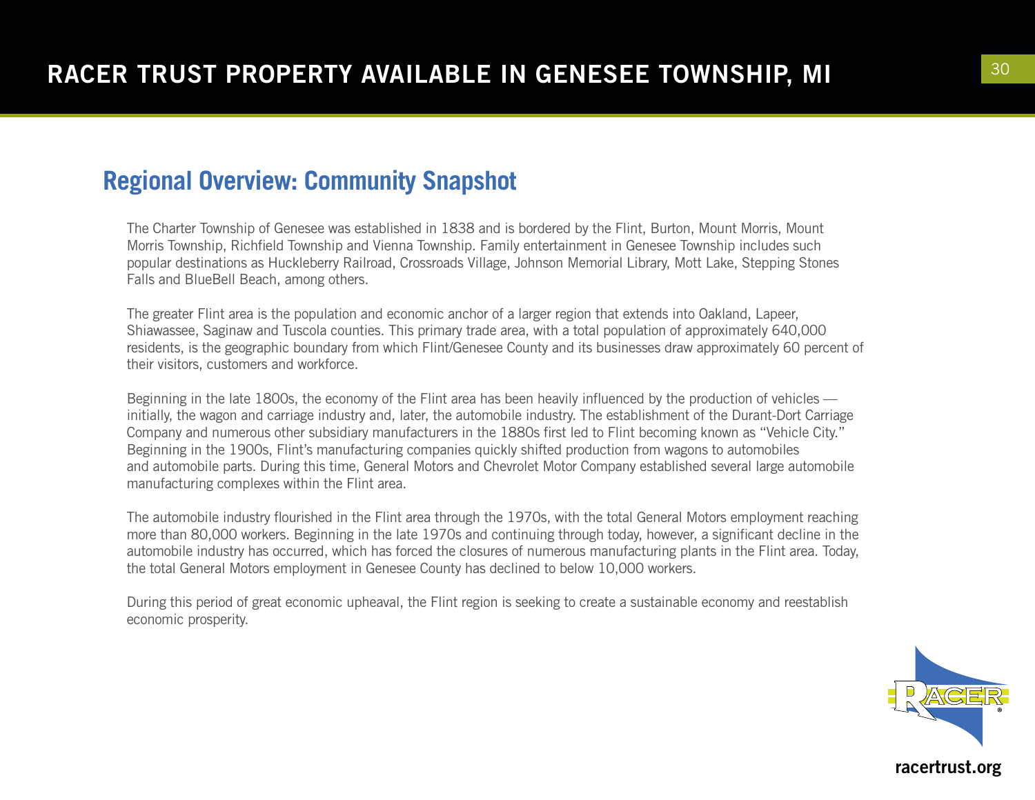## Regional Overview: Community Snapshot

The Charter Township of Genesee was established in 1838 and is bordered by the Flint, Burton, Mount Morris, Mount Morris Township, Richfield Township and Vienna Township. Family entertainment in Genesee Township includes such popular destinations as Huckleberry Railroad, Crossroads Village, Johnson Memorial Library, Mott Lake, Stepping Stones Falls and BlueBell Beach, among others.

The greater Flint area is the population and economic anchor of a larger region that extends into Oakland, Lapeer, Shiawassee, Saginaw and Tuscola counties. This primary trade area, with a total population of approximately 640,000 residents, is the geographic boundary from which Flint/Genesee County and its businesses draw approximately 60 percent of their visitors, customers and workforce.

Beginning in the late 1800s, the economy of the Flint area has been heavily influenced by the production of vehicles — initially, the wagon and carriage industry and, later, the automobile industry. The establishment of the Durant-Dort Carriage Company and numerous other subsidiary manufacturers in the 1880s first led to Flint becoming known as "Vehicle City." Beginning in the 1900s, Flint's manufacturing companies quickly shifted production from wagons to automobiles and automobile parts. During this time, General Motors and Chevrolet Motor Company established several large automobile manufacturing complexes within the Flint area.

The automobile industry flourished in the Flint area through the 1970s, with the total General Motors employment reaching more than 80,000 workers. Beginning in the late 1970s and continuing through today, however, a significant decline in the automobile industry has occurred, which has forced the closures of numerous manufacturing plants in the Flint area. Today, the total General Motors employment in Genesee County has declined to below 10,000 workers.

During this period of great economic upheaval, the Flint region is seeking to create a sustainable economy and reestablish economic prosperity.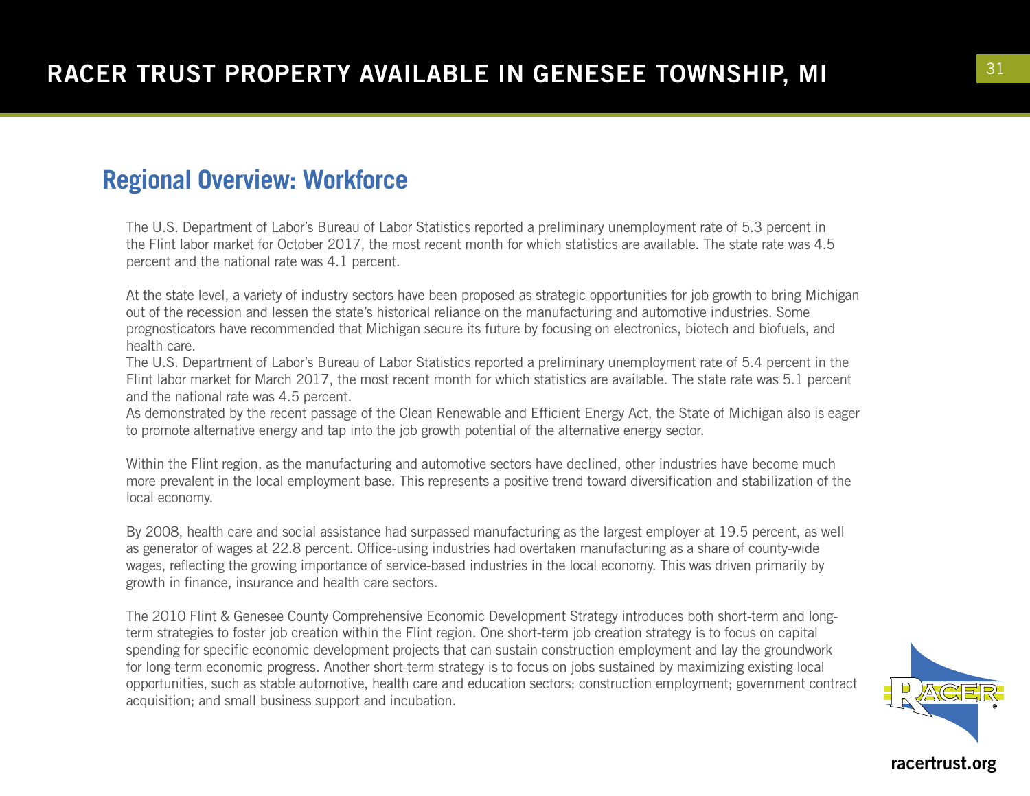## Regional Overview: Workforce

The U.S. Department of Labor's Bureau of Labor Statistics reported a preliminary unemployment rate of 5.3 percent in the Flint labor market for October 2017, the most recent month for which statistics are available. The state rate was 4.5 percent and the national rate was 4.1 percent.

At the state level, a variety of industry sectors have been proposed as strategic opportunities for job growth to bring Michigan out of the recession and lessen the state's historical reliance on the manufacturing and automotive industries. Some prognosticators have recommended that Michigan secure its future by focusing on electronics, biotech and biofuels, and health care.

The U.S. Department of Labor's Bureau of Labor Statistics reported a preliminary unemployment rate of 5.4 percent in the Flint labor market for March 2017, the most recent month for which statistics are available. The state rate was 5.1 percent and the national rate was 4.5 percent.

As demonstrated by the recent passage of the Clean Renewable and Efficient Energy Act, the State of Michigan also is eager to promote alternative energy and tap into the job growth potential of the alternative energy sector.

Within the Flint region, as the manufacturing and automotive sectors have declined, other industries have become much more prevalent in the local employment base. This represents a positive trend toward diversification and stabilization of the local economy.

By 2008, health care and social assistance had surpassed manufacturing as the largest employer at 19.5 percent, as well as generator of wages at 22.8 percent. Office-using industries had overtaken manufacturing as a share of county-wide wages, reflecting the growing importance of service-based industries in the local economy. This was driven primarily by growth in finance, insurance and health care sectors.

The 2010 Flint & Genesee County Comprehensive Economic Development Strategy introduces both short-term and long-term strategies to foster job creation within the Flint region. One short-term job creation strategy is to focus on capital spending for specific economic development projects that can sustain construction employment and lay the groundwork for long-term economic progress. Another short-term strategy is to focus on jobs sustained by maximizing existing local opportunities, such as stable automotive, health care and education sectors; construction employment; government contract acquisition; and small business support and incubation.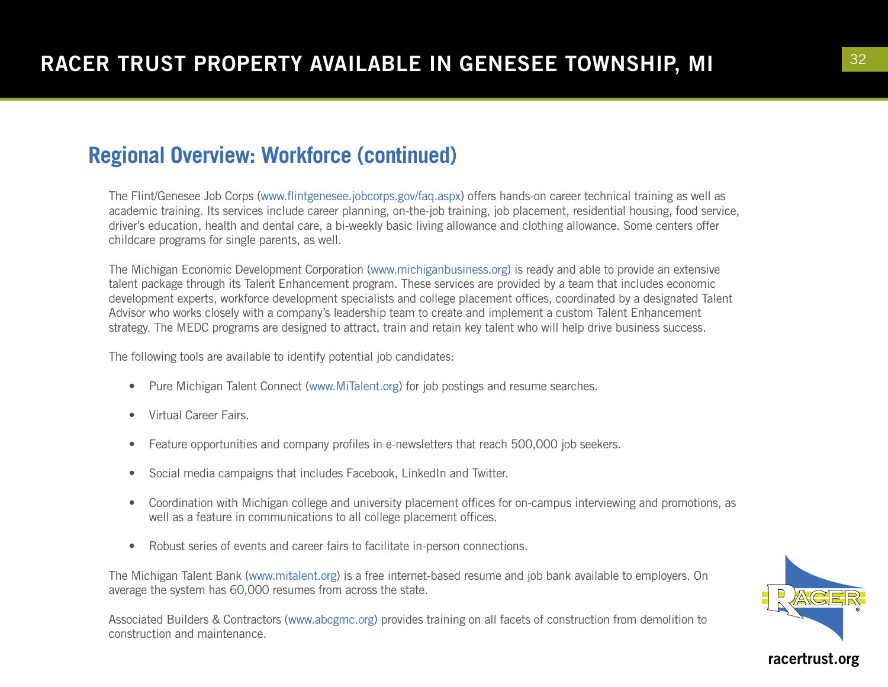## Regional Overview: Workforce (continued)

The Flint/Genesee Job Corps (www.flintgenesee.jobcorps.gov/faq.aspx) offers hands-on career technical training as well as academic training. Its services include career planning, on-the-job training, job placement, residential housing, food service, driver's education, health and dental care, a bi-weekly basic living allowance and clothing allowance. Some centers offer childcare programs for single parents, as well.

The Michigan Economic Development Corporation (www.michiganbusiness.org) is ready and able to provide an extensive talent package through its Talent Enhancement program. These services are provided by a team that includes economic development experts, workforce development specialists and college placement offices, coordinated by a designated Talent Advisor who works closely with a company's leadership team to create and implement a custom Talent Enhancement strategy. The MEDC programs are designed to attract, train and retain key talent who will help drive business success.

The following tools are available to identify potential job candidates:

- Pure Michigan Talent Connect (www.MiTalent.org) for job postings and resume searches.
- Virtual Career Fairs.
- Feature opportunities and company profiles in e-newsletters that reach 500,000 job seekers.
- Social media campaigns that includes Facebook, LinkedIn and Twitter.
- Coordination with Michigan college and university placement offices for on-campus interviewing and promotions, as well as a feature in communications to all college placement offices.
- Robust series of events and career fairs to facilitate in-person connections.

The Michigan Talent Bank (www.mitalent.org) is a free internet-based resume and job bank available to employers. On average the system has 60,000 resumes from across the state.

Associated Builders & Contractors (www.abcgmc.org) provides training on all facets of construction from demolition to construction and maintenance.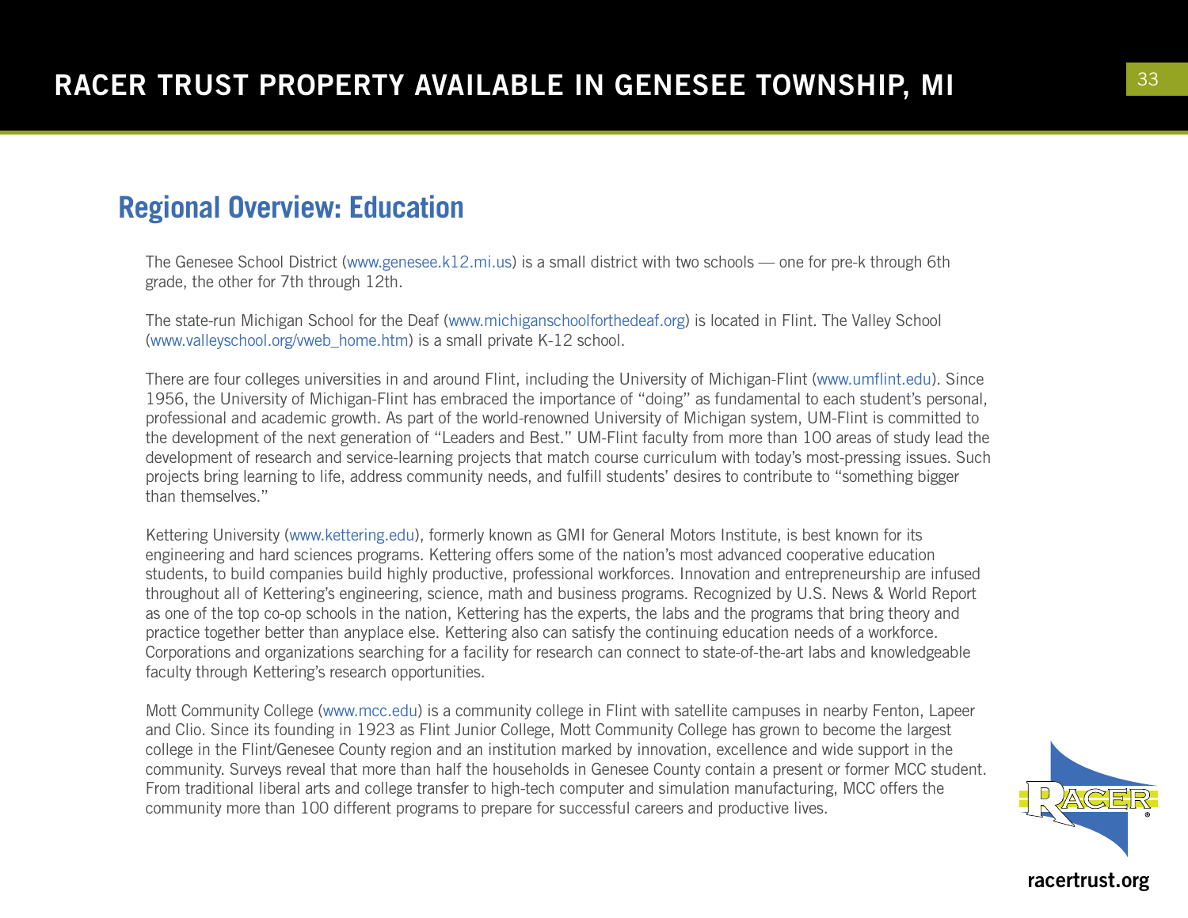## Regional Overview: Education

The Genesee School District (www.genesee.k12.mi.us) is a small district with two schools — one for pre-k through 6th grade, the other for 7th through 12th.

The state-run Michigan School for the Deaf (www.michiganschoolforthedeaf.org) is located in Flint. The Valley School (www.valleyschool.org/vweb_home.htm) is a small private K-12 school.

There are four colleges universities in and around Flint, including the University of Michigan-Flint (www.umflint.edu). Since 1956, the University of Michigan-Flint has embraced the importance of "doing" as fundamental to each student's personal, professional and academic growth. As part of the world-renowned University of Michigan system, UM-Flint is committed to the development of the next generation of "Leaders and Best." UM-Flint faculty from more than 100 areas of study lead the development of research and service-learning projects that match course curriculum with today's most-pressing issues. Such projects bring learning to life, address community needs, and fulfill students' desires to contribute to "something bigger than themselves."

Kettering University (www.kettering.edu), formerly known as GMI for General Motors Institute, is best known for its engineering and hard sciences programs. Kettering offers some of the nation's most advanced cooperative education students, to build companies build highly productive, professional workforces. Innovation and entrepreneurship are infused throughout all of Kettering's engineering, science, math and business programs. Recognized by U.S. News & World Report as one of the top co-op schools in the nation, Kettering has the experts, the labs and the programs that bring theory and practice together better than anyplace else. Kettering also can satisfy the continuing education needs of a workforce. Corporations and organizations searching for a facility for research can connect to state-of-the-art labs and knowledgeable faculty through Kettering's research opportunities.

Mott Community College (www.mcc.edu) is a community college in Flint with satellite campuses in nearby Fenton, Lapeer and Clio. Since its founding in 1923 as Flint Junior College, Mott Community College has grown to become the largest college in the Flint/Genesee County region and an institution marked by innovation, excellence and wide support in the community. Surveys reveal that more than half the households in Genesee County contain a present or former MCC student. From traditional liberal arts and college transfer to high-tech computer and simulation manufacturing, MCC offers the community more than 100 different programs to prepare for successful careers and productive lives.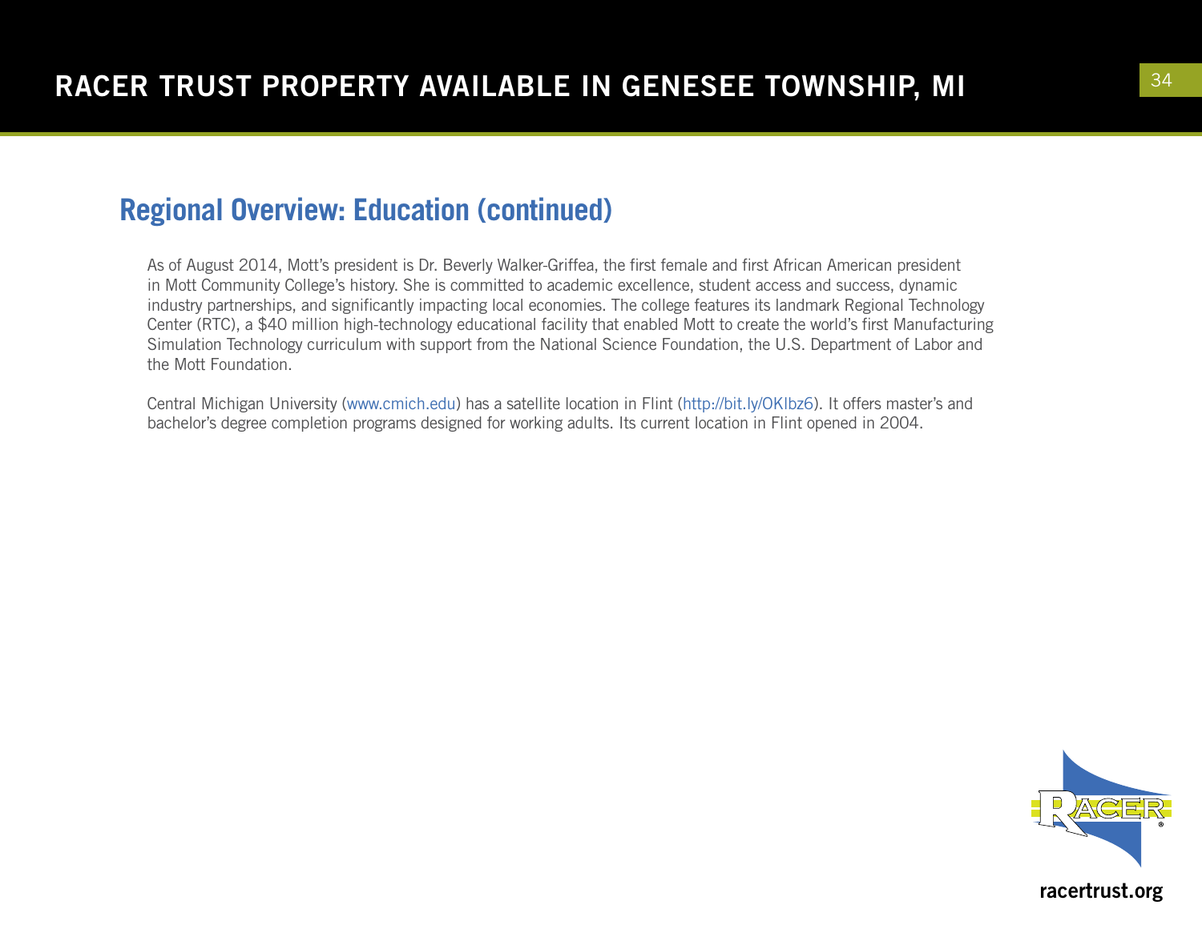## Regional Overview: Education (continued)

As of August 2014, Mott's president is Dr. Beverly Walker-Griffea, the first female and first African American president in Mott Community College's history. She is committed to academic excellence, student access and success, dynamic industry partnerships, and significantly impacting local economies. The college features its landmark Regional Technology Center (RTC), a $40 million high-technology educational facility that enabled Mott to create the world's first Manufacturing Simulation Technology curriculum with support from the National Science Foundation, the U.S. Department of Labor and the Mott Foundation.

Central Michigan University (www.cmich.edu) has a satellite location in Flint (http://bit.ly/OKIbz6). It offers master's and bachelor's degree completion programs designed for working adults. Its current location in Flint opened in 2004.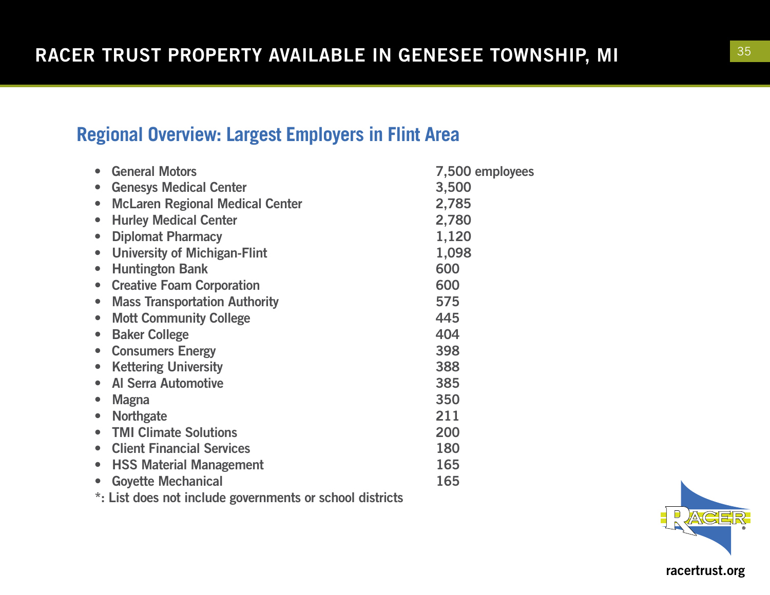# RACER TRUST PROPERTY AVAILABLE IN GENESEE TOWNSHIP, MI

## Regional Overview: Largest Employers in Flint Area

| Employer | Employees |
|---|---|
| General Motors | 7,500 employees |
| Genesys Medical Center | 3,500 |
| McLaren Regional Medical Center | 2,785 |
| Hurley Medical Center | 2,780 |
| Diplomat Pharmacy | 1,120 |
| University of Michigan-Flint | 1,098 |
| Huntington Bank | 600 |
| Creative Foam Corporation | 600 |
| Mass Transportation Authority | 575 |
| Mott Community College | 445 |
| Baker College | 404 |
| Consumers Energy | 398 |
| Kettering University | 388 |
| Al Serra Automotive | 385 |
| Magna | 350 |
| Northgate | 211 |
| TMI Climate Solutions | 200 |
| Client Financial Services | 180 |
| HSS Material Management | 165 |
| Goyette Mechanical | 165 |

*: List does not include governments or school districts

racertrust.org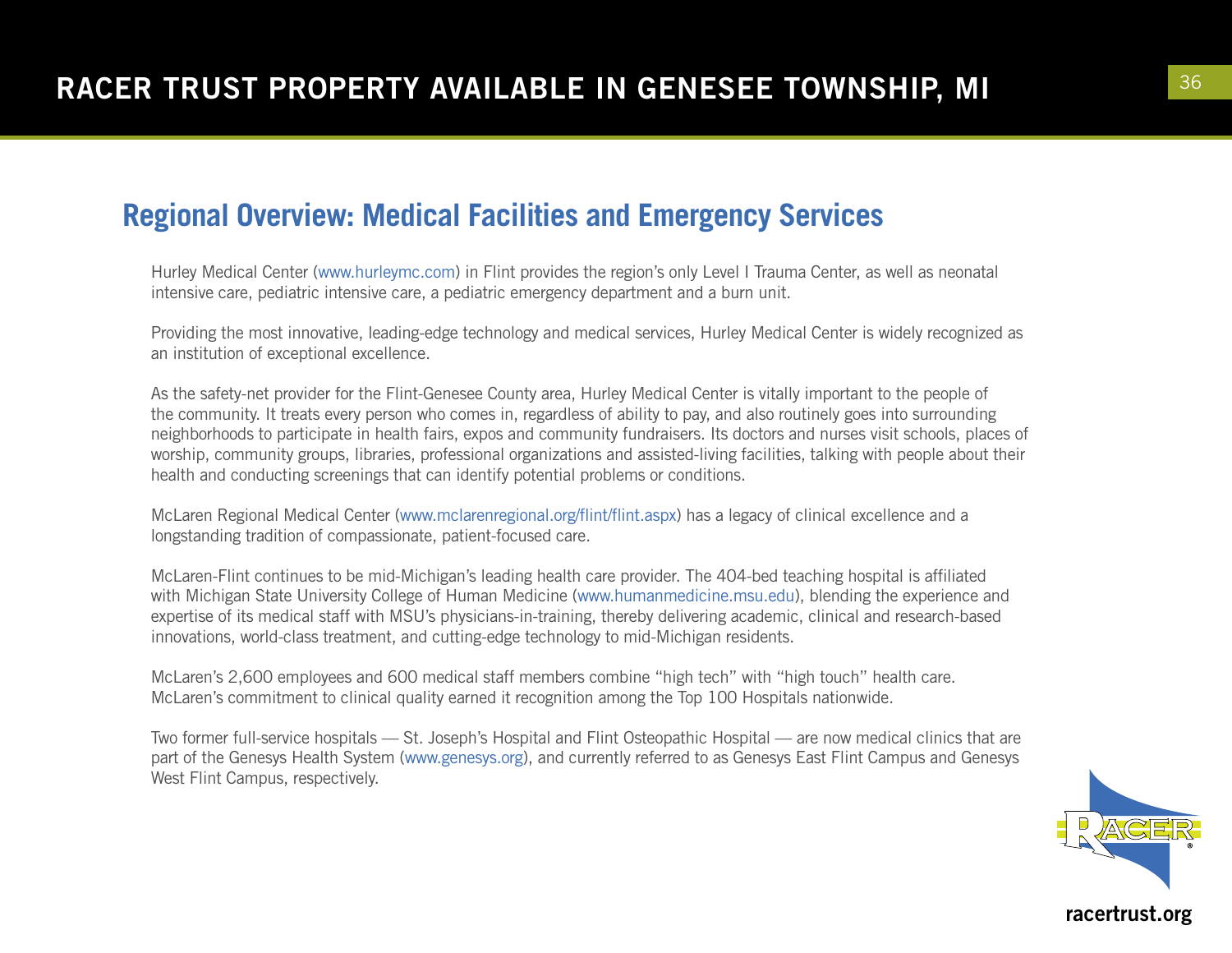## Regional Overview: Medical Facilities and Emergency Services

Hurley Medical Center (www.hurleymc.com) in Flint provides the region's only Level I Trauma Center, as well as neonatal intensive care, pediatric intensive care, a pediatric emergency department and a burn unit.

Providing the most innovative, leading-edge technology and medical services, Hurley Medical Center is widely recognized as an institution of exceptional excellence.

As the safety-net provider for the Flint-Genesee County area, Hurley Medical Center is vitally important to the people of the community. It treats every person who comes in, regardless of ability to pay, and also routinely goes into surrounding neighborhoods to participate in health fairs, expos and community fundraisers. Its doctors and nurses visit schools, places of worship, community groups, libraries, professional organizations and assisted-living facilities, talking with people about their health and conducting screenings that can identify potential problems or conditions.

McLaren Regional Medical Center (www.mclarenregional.org/flint/flint.aspx) has a legacy of clinical excellence and a longstanding tradition of compassionate, patient-focused care.

McLaren-Flint continues to be mid-Michigan's leading health care provider. The 404-bed teaching hospital is affiliated with Michigan State University College of Human Medicine (www.humanmedicine.msu.edu), blending the experience and expertise of its medical staff with MSU's physicians-in-training, thereby delivering academic, clinical and research-based innovations, world-class treatment, and cutting-edge technology to mid-Michigan residents.

McLaren's 2,600 employees and 600 medical staff members combine "high tech" with "high touch" health care. McLaren's commitment to clinical quality earned it recognition among the Top 100 Hospitals nationwide.

Two former full-service hospitals — St. Joseph's Hospital and Flint Osteopathic Hospital — are now medical clinics that are part of the Genesys Health System (www.genesys.org), and currently referred to as Genesys East Flint Campus and Genesys West Flint Campus, respectively.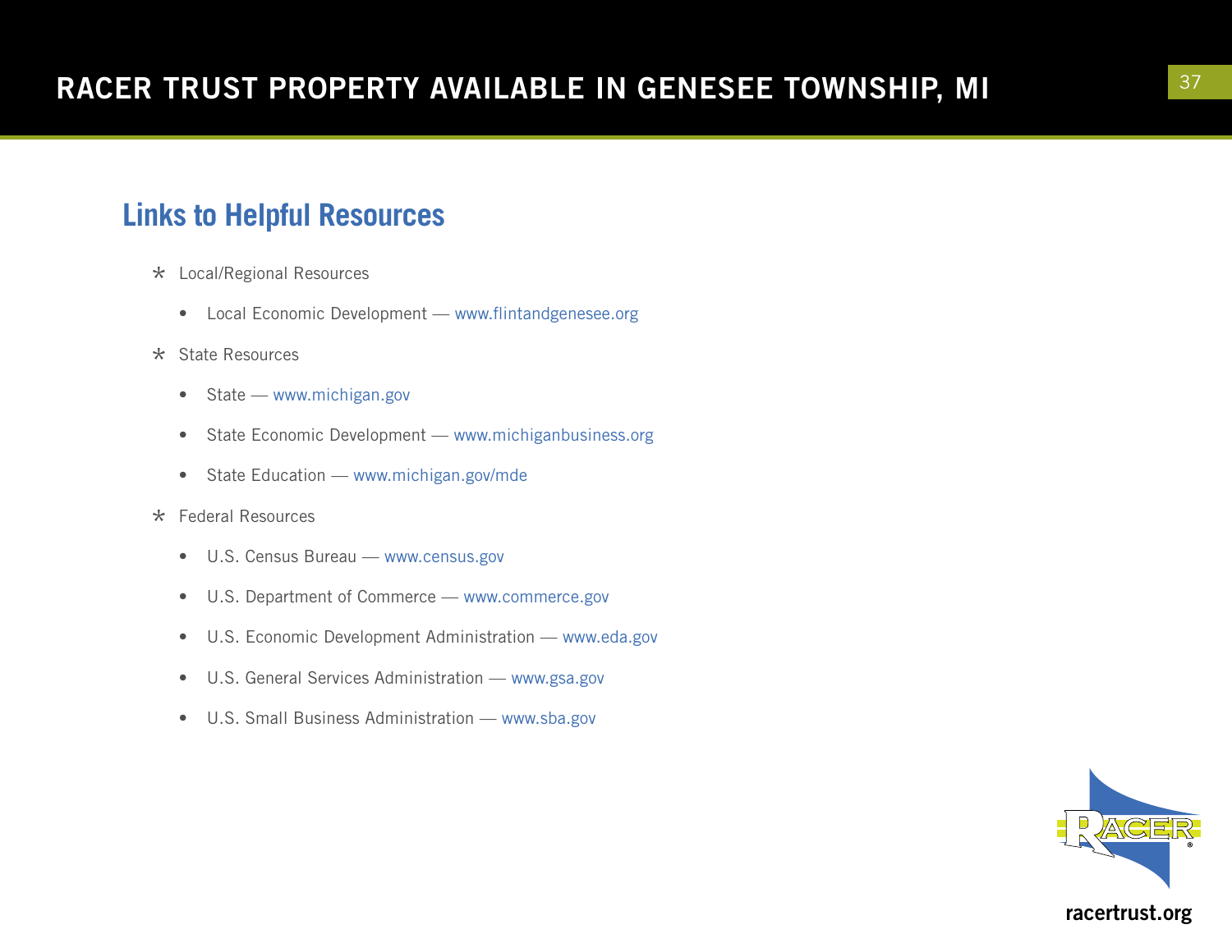# Links to Helpful Resources

- Local/Regional Resources
  - Local Economic Development — www.flintandgenesee.org
- State Resources
  - State — www.michigan.gov
  - State Economic Development — www.michiganbusiness.org
  - State Education — www.michigan.gov/mde
- Federal Resources
  - U.S. Census Bureau — www.census.gov
  - U.S. Department of Commerce — www.commerce.gov
  - U.S. Economic Development Administration — www.eda.gov
  - U.S. General Services Administration — www.gsa.gov
  - U.S. Small Business Administration — www.sba.gov

racertrust.org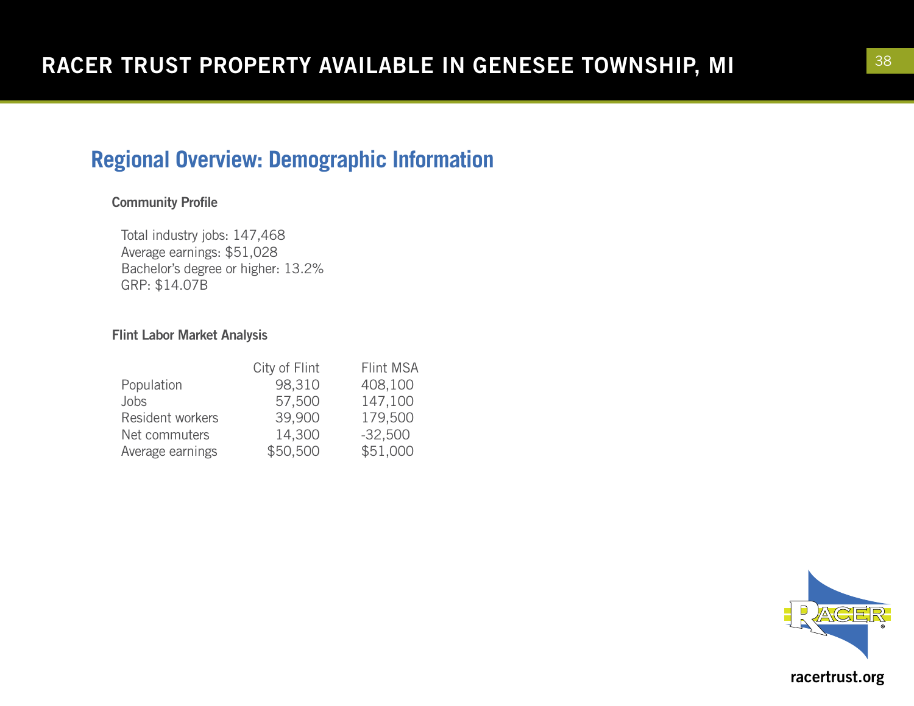## Regional Overview: Demographic Information

### Community Profile

Total industry jobs: 147,468
Average earnings: $51,028
Bachelor's degree or higher: 13.2%
GRP: $14.07B

### Flint Labor Market Analysis

| | City of Flint | Flint MSA |
|---|---|---|
| Population | 98,310 | 408,100 |
| Jobs | 57,500 | 147,100 |
| Resident workers | 39,900 | 179,500 |
| Net commuters | 14,300 | -32,500 |
| Average earnings | $50,500 | $51,000 |

racertrust.org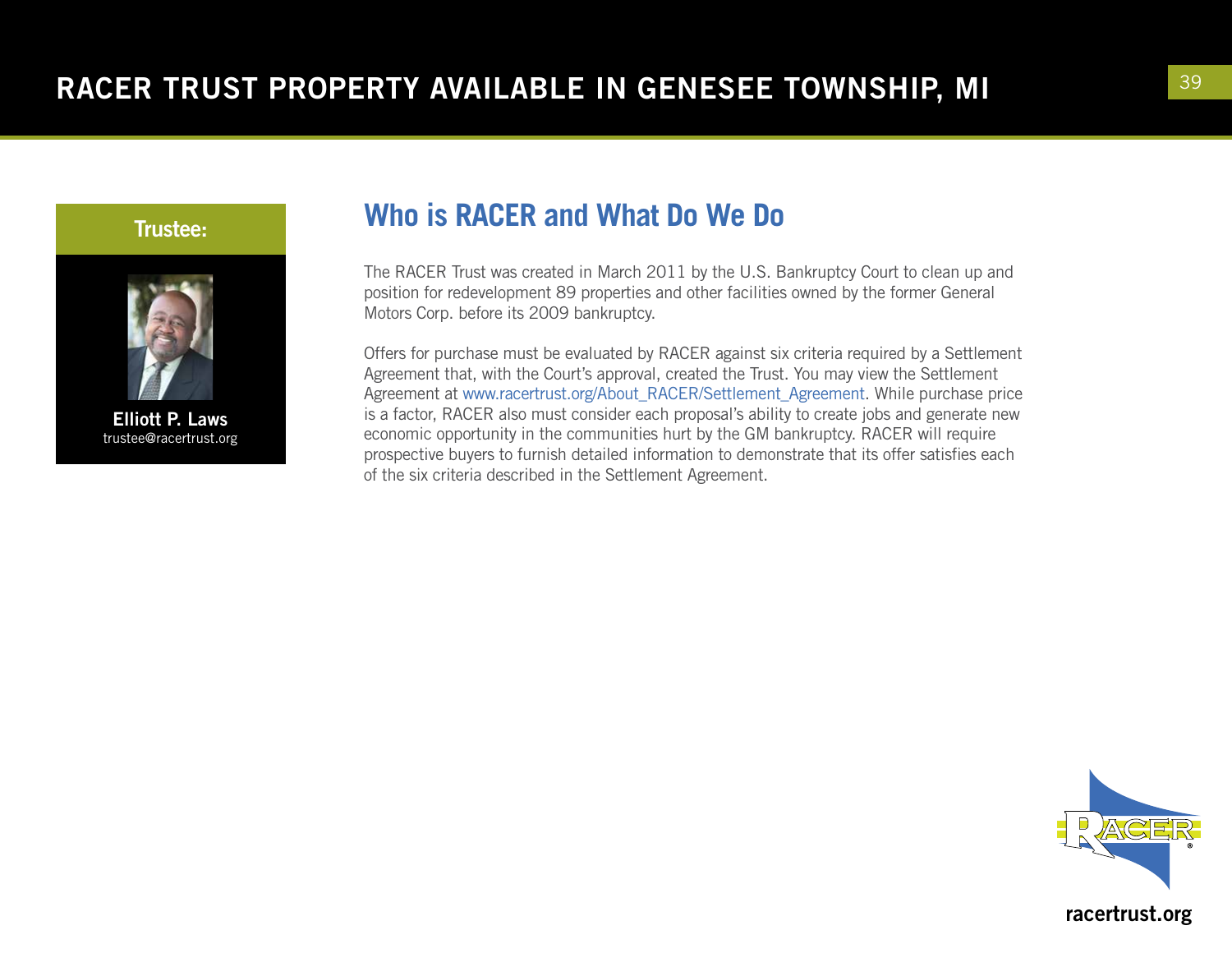**Trustee:**

**Elliott P. Laws**
trustee@racertrust.org

## Who is RACER and What Do We Do

The RACER Trust was created in March 2011 by the U.S. Bankruptcy Court to clean up and position for redevelopment 89 properties and other facilities owned by the former General Motors Corp. before its 2009 bankruptcy.

Offers for purchase must be evaluated by RACER against six criteria required by a Settlement Agreement that, with the Court's approval, created the Trust. You may view the Settlement Agreement at www.racertrust.org/About_RACER/Settlement_Agreement. While purchase price is a factor, RACER also must consider each proposal's ability to create jobs and generate new economic opportunity in the communities hurt by the GM bankruptcy. RACER will require prospective buyers to furnish detailed information to demonstrate that its offer satisfies each of the six criteria described in the Settlement Agreement.

racertrust.org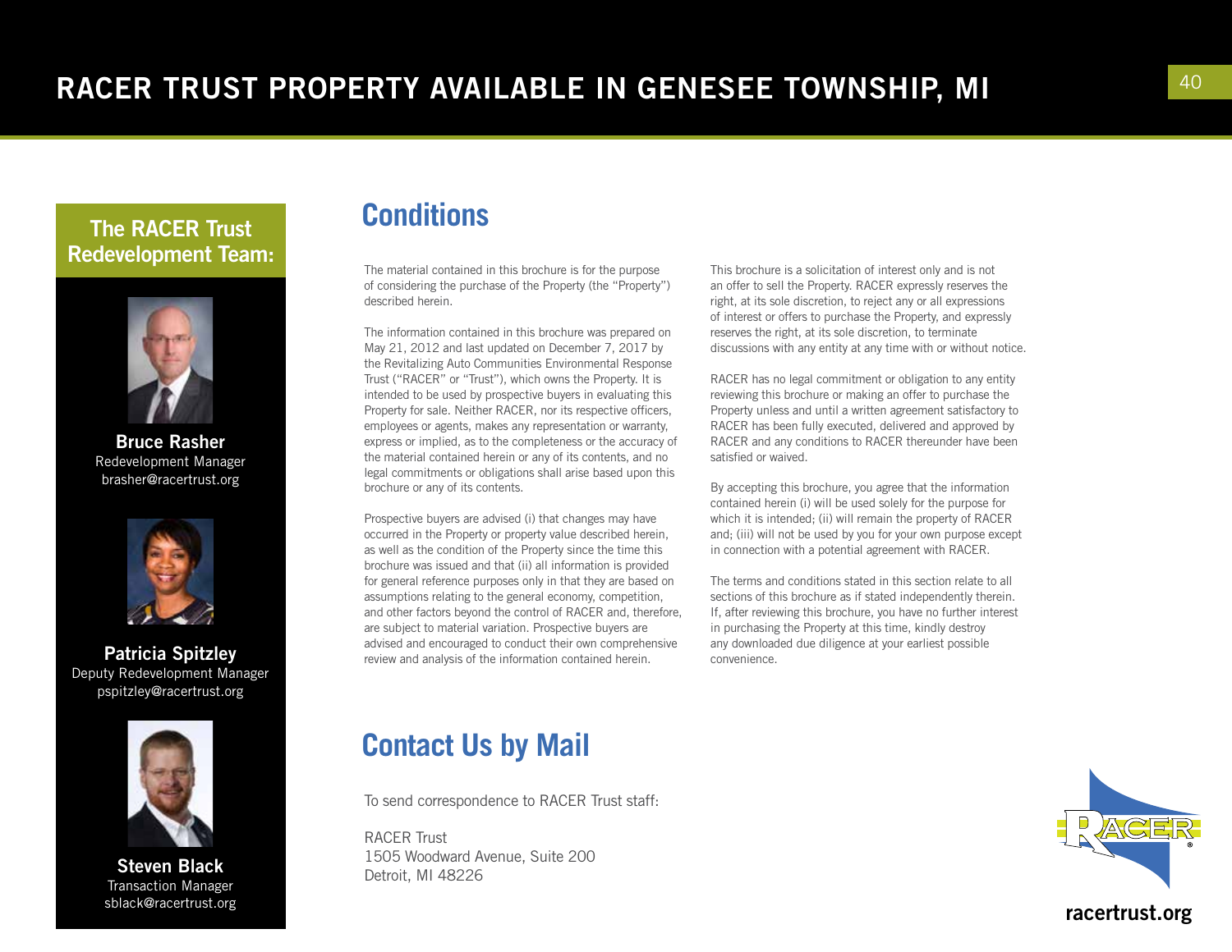# RACER TRUST PROPERTY AVAILABLE IN GENESEE TOWNSHIP, MI

## The RACER Trust Redevelopment Team:

**Bruce Rasher**
Redevelopment Manager
brasher@racertrust.org

**Patricia Spitzley**
Deputy Redevelopment Manager
pspitzley@racertrust.org

**Steven Black**
Transaction Manager
sblack@racertrust.org

## Conditions

The material contained in this brochure is for the purpose of considering the purchase of the Property (the "Property") described herein.

The information contained in this brochure was prepared on May 21, 2012 and last updated on December 7, 2017 by the Revitalizing Auto Communities Environmental Response Trust ("RACER" or "Trust"), which owns the Property. It is intended to be used by prospective buyers in evaluating this Property for sale. Neither RACER, nor its respective officers, employees or agents, makes any representation or warranty, express or implied, as to the completeness or the accuracy of the material contained herein or any of its contents, and no legal commitments or obligations shall arise based upon this brochure or any of its contents.

Prospective buyers are advised (i) that changes may have occurred in the Property or property value described herein, as well as the condition of the Property since the time this brochure was issued and that (ii) all information is provided for general reference purposes only in that they are based on assumptions relating to the general economy, competition, and other factors beyond the control of RACER and, therefore, are subject to material variation. Prospective buyers are advised and encouraged to conduct their own comprehensive review and analysis of the information contained herein.

This brochure is a solicitation of interest only and is not an offer to sell the Property. RACER expressly reserves the right, at its sole discretion, to reject any or all expressions of interest or offers to purchase the Property, and expressly reserves the right, at its sole discretion, to terminate discussions with any entity at any time with or without notice.

RACER has no legal commitment or obligation to any entity reviewing this brochure or making an offer to purchase the Property unless and until a written agreement satisfactory to RACER has been fully executed, delivered and approved by RACER and any conditions to RACER thereunder have been satisfied or waived.

By accepting this brochure, you agree that the information contained herein (i) will be used solely for the purpose for which it is intended; (ii) will remain the property of RACER and; (iii) will not be used by you for your own purpose except in connection with a potential agreement with RACER.

The terms and conditions stated in this section relate to all sections of this brochure as if stated independently therein. If, after reviewing this brochure, you have no further interest in purchasing the Property at this time, kindly destroy any downloaded due diligence at your earliest possible convenience.

## Contact Us by Mail

To send correspondence to RACER Trust staff:

RACER Trust
1505 Woodward Avenue, Suite 200
Detroit, MI 48226

**racertrust.org**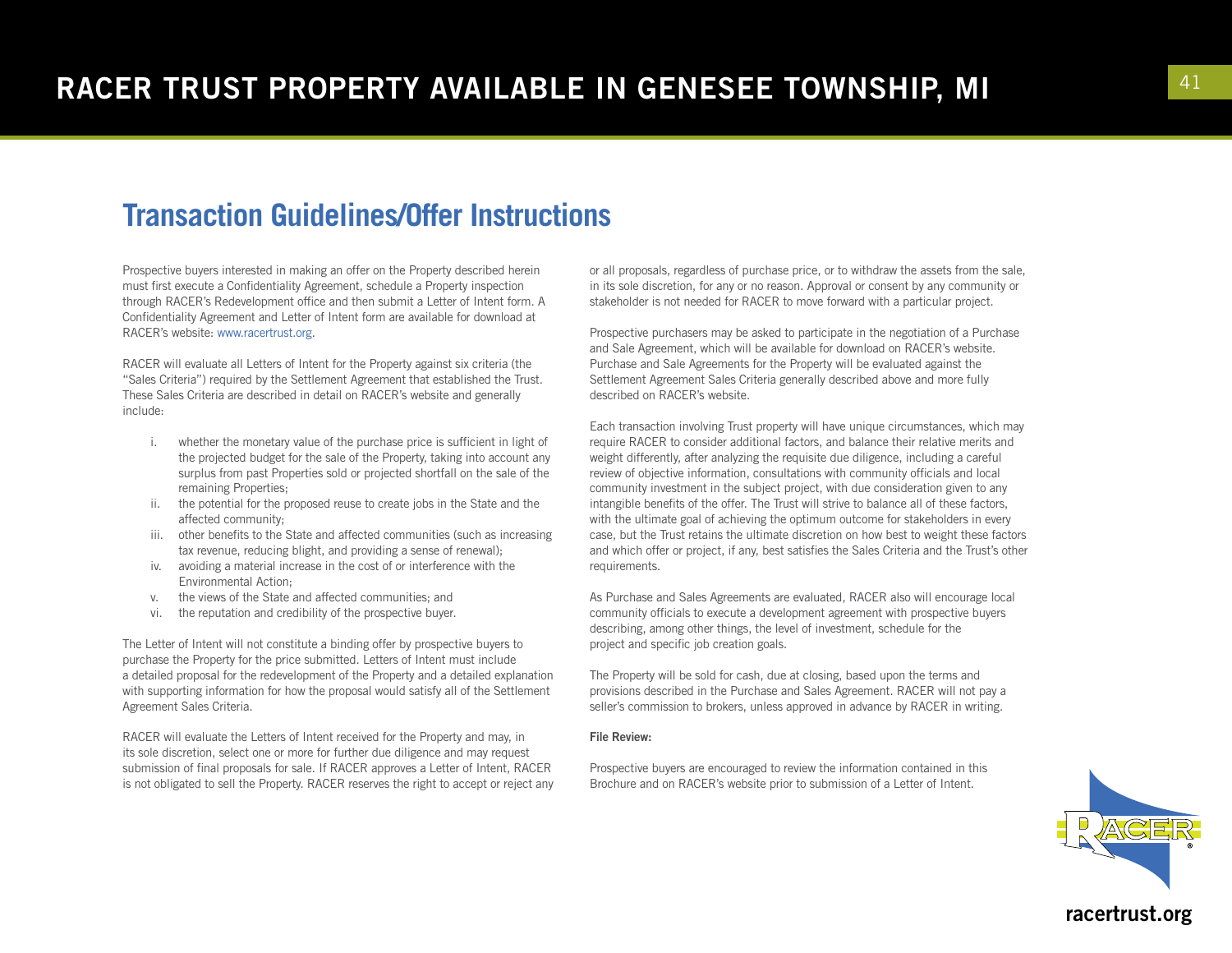## Transaction Guidelines/Offer Instructions

Prospective buyers interested in making an offer on the Property described herein must first execute a Confidentiality Agreement, schedule a Property inspection through RACER's Redevelopment office and then submit a Letter of Intent form. A Confidentiality Agreement and Letter of Intent form are available for download at RACER's website: www.racertrust.org.

RACER will evaluate all Letters of Intent for the Property against six criteria (the "Sales Criteria") required by the Settlement Agreement that established the Trust. These Sales Criteria are described in detail on RACER's website and generally include:

- i. whether the monetary value of the purchase price is sufficient in light of the projected budget for the sale of the Property, taking into account any surplus from past Properties sold or projected shortfall on the sale of the remaining Properties;
- ii. the potential for the proposed reuse to create jobs in the State and the affected community;
- iii. other benefits to the State and affected communities (such as increasing tax revenue, reducing blight, and providing a sense of renewal);
- iv. avoiding a material increase in the cost of or interference with the Environmental Action;
- v. the views of the State and affected communities; and
- vi. the reputation and credibility of the prospective buyer.

The Letter of Intent will not constitute a binding offer by prospective buyers to purchase the Property for the price submitted. Letters of Intent must include a detailed proposal for the redevelopment of the Property and a detailed explanation with supporting information for how the proposal would satisfy all of the Settlement Agreement Sales Criteria.

RACER will evaluate the Letters of Intent received for the Property and may, in its sole discretion, select one or more for further due diligence and may request submission of final proposals for sale. If RACER approves a Letter of Intent, RACER is not obligated to sell the Property. RACER reserves the right to accept or reject any or all proposals, regardless of purchase price, or to withdraw the assets from the sale, in its sole discretion, for any or no reason. Approval or consent by any community or stakeholder is not needed for RACER to move forward with a particular project.

Prospective purchasers may be asked to participate in the negotiation of a Purchase and Sale Agreement, which will be available for download on RACER's website. Purchase and Sale Agreements for the Property will be evaluated against the Settlement Agreement Sales Criteria generally described above and more fully described on RACER's website.

Each transaction involving Trust property will have unique circumstances, which may require RACER to consider additional factors, and balance their relative merits and weight differently, after analyzing the requisite due diligence, including a careful review of objective information, consultations with community officials and local community investment in the subject project, with due consideration given to any intangible benefits of the offer. The Trust will strive to balance all of these factors, with the ultimate goal of achieving the optimum outcome for stakeholders in every case, but the Trust retains the ultimate discretion on how best to weight these factors and which offer or project, if any, best satisfies the Sales Criteria and the Trust's other requirements.

As Purchase and Sales Agreements are evaluated, RACER also will encourage local community officials to execute a development agreement with prospective buyers describing, among other things, the level of investment, schedule for the project and specific job creation goals.

The Property will be sold for cash, due at closing, based upon the terms and provisions described in the Purchase and Sales Agreement. RACER will not pay a seller's commission to brokers, unless approved in advance by RACER in writing.

**File Review:**

Prospective buyers are encouraged to review the information contained in this Brochure and on RACER's website prior to submission of a Letter of Intent.

racertrust.org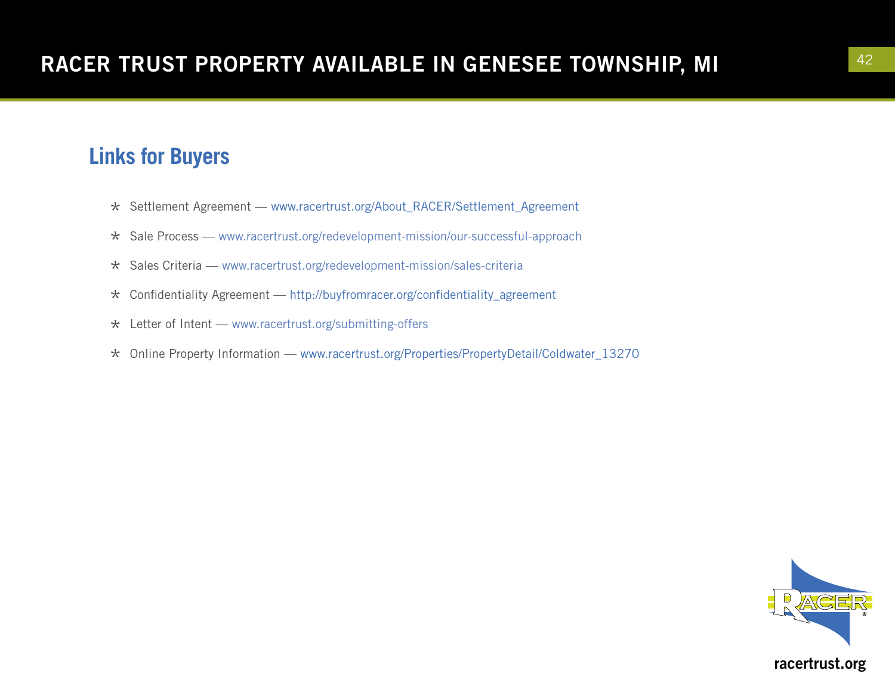# RACER TRUST PROPERTY AVAILABLE IN GENESEE TOWNSHIP, MI

## Links for Buyers

- Settlement Agreement — www.racertrust.org/About_RACER/Settlement_Agreement
- Sale Process — www.racertrust.org/redevelopment-mission/our-successful-approach
- Sales Criteria — www.racertrust.org/redevelopment-mission/sales-criteria
- Confidentiality Agreement — http://buyfromracer.org/confidentiality_agreement
- Letter of Intent — www.racertrust.org/submitting-offers
- Online Property Information — www.racertrust.org/Properties/PropertyDetail/Coldwater_13270

racertrust.org